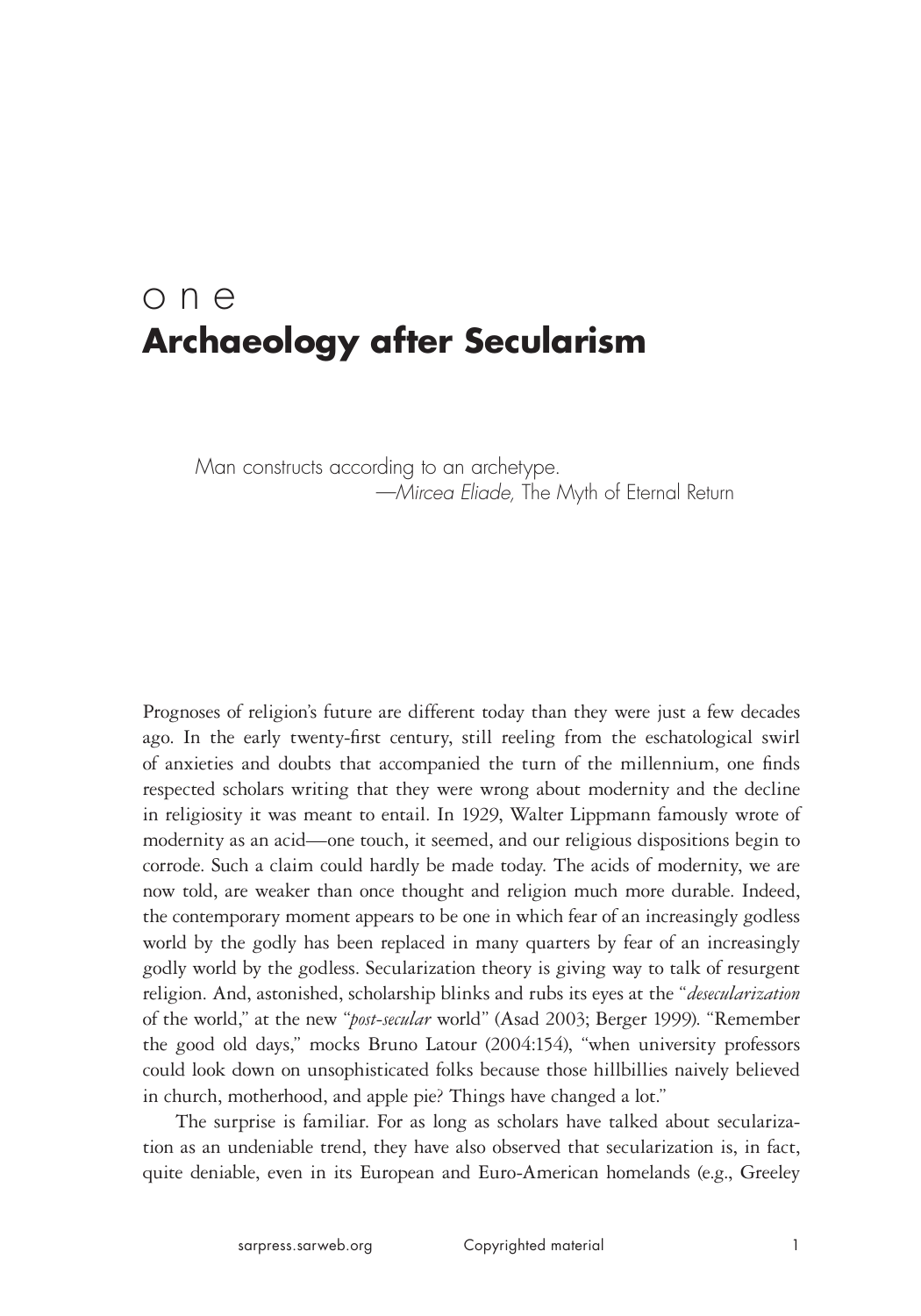# one
# Archaeology after Secularism

> *Man constructs according to an archetype.*
> —*Mircea Eliade,* The Myth of Eternal Return

Prognoses of religion's future are different today than they were just a few decades ago. In the early twenty-first century, still reeling from the eschatological swirl of anxieties and doubts that accompanied the turn of the millennium, one finds respected scholars writing that they were wrong about modernity and the decline in religiosity it was meant to entail. In 1929, Walter Lippmann famously wrote of modernity as an acid—one touch, it seemed, and our religious dispositions begin to corrode. Such a claim could hardly be made today. The acids of modernity, we are now told, are weaker than once thought and religion much more durable. Indeed, the contemporary moment appears to be one in which fear of an increasingly godless world by the godly has been replaced in many quarters by fear of an increasingly godly world by the godless. Secularization theory is giving way to talk of resurgent religion. And, astonished, scholarship blinks and rubs its eyes at the "*desecularization* of the world," at the new "*post-secular* world" (Asad 2003; Berger 1999). "Remember the good old days," mocks Bruno Latour (2004:154), "when university professors could look down on unsophisticated folks because those hillbillies naively believed in church, motherhood, and apple pie? Things have changed a lot."

The surprise is familiar. For as long as scholars have talked about secularization as an undeniable trend, they have also observed that secularization is, in fact, quite deniable, even in its European and Euro-American homelands (e.g., Greeley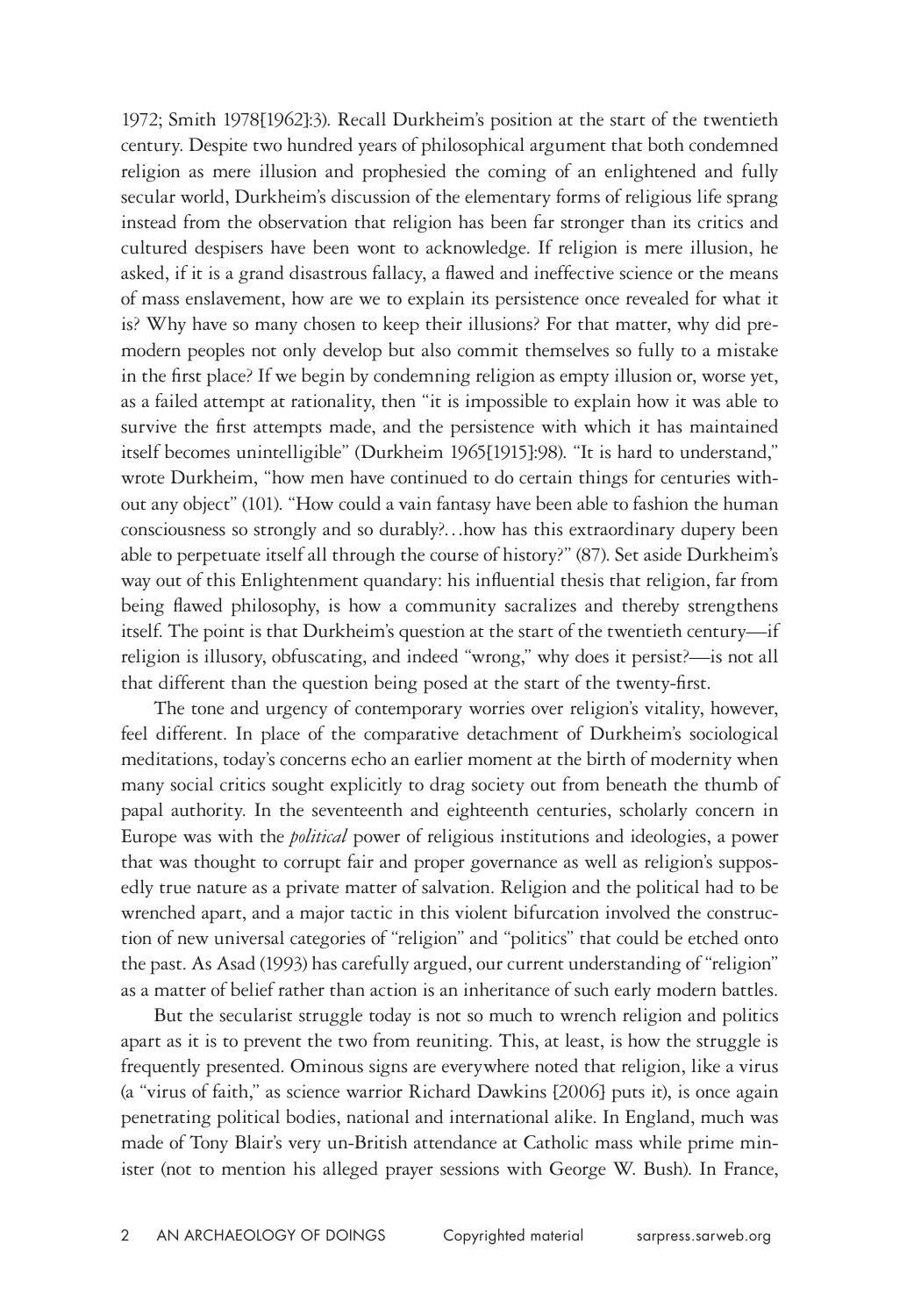1972; Smith 1978[1962]:3). Recall Durkheim's position at the start of the twentieth century. Despite two hundred years of philosophical argument that both condemned religion as mere illusion and prophesied the coming of an enlightened and fully secular world, Durkheim's discussion of the elementary forms of religious life sprang instead from the observation that religion has been far stronger than its critics and cultured despisers have been wont to acknowledge. If religion is mere illusion, he asked, if it is a grand disastrous fallacy, a flawed and ineffective science or the means of mass enslavement, how are we to explain its persistence once revealed for what it is? Why have so many chosen to keep their illusions? For that matter, why did premodern peoples not only develop but also commit themselves so fully to a mistake in the first place? If we begin by condemning religion as empty illusion or, worse yet, as a failed attempt at rationality, then "it is impossible to explain how it was able to survive the first attempts made, and the persistence with which it has maintained itself becomes unintelligible" (Durkheim 1965[1915]:98). "It is hard to understand," wrote Durkheim, "how men have continued to do certain things for centuries without any object" (101). "How could a vain fantasy have been able to fashion the human consciousness so strongly and so durably?…how has this extraordinary dupery been able to perpetuate itself all through the course of history?" (87). Set aside Durkheim's way out of this Enlightenment quandary: his influential thesis that religion, far from being flawed philosophy, is how a community sacralizes and thereby strengthens itself. The point is that Durkheim's question at the start of the twentieth century—if religion is illusory, obfuscating, and indeed "wrong," why does it persist?—is not all that different than the question being posed at the start of the twenty-first.

The tone and urgency of contemporary worries over religion's vitality, however, feel different. In place of the comparative detachment of Durkheim's sociological meditations, today's concerns echo an earlier moment at the birth of modernity when many social critics sought explicitly to drag society out from beneath the thumb of papal authority. In the seventeenth and eighteenth centuries, scholarly concern in Europe was with the *political* power of religious institutions and ideologies, a power that was thought to corrupt fair and proper governance as well as religion's supposedly true nature as a private matter of salvation. Religion and the political had to be wrenched apart, and a major tactic in this violent bifurcation involved the construction of new universal categories of "religion" and "politics" that could be etched onto the past. As Asad (1993) has carefully argued, our current understanding of "religion" as a matter of belief rather than action is an inheritance of such early modern battles.

But the secularist struggle today is not so much to wrench religion and politics apart as it is to prevent the two from reuniting. This, at least, is how the struggle is frequently presented. Ominous signs are everywhere noted that religion, like a virus (a "virus of faith," as science warrior Richard Dawkins [2006] puts it), is once again penetrating political bodies, national and international alike. In England, much was made of Tony Blair's very un-British attendance at Catholic mass while prime minister (not to mention his alleged prayer sessions with George W. Bush). In France,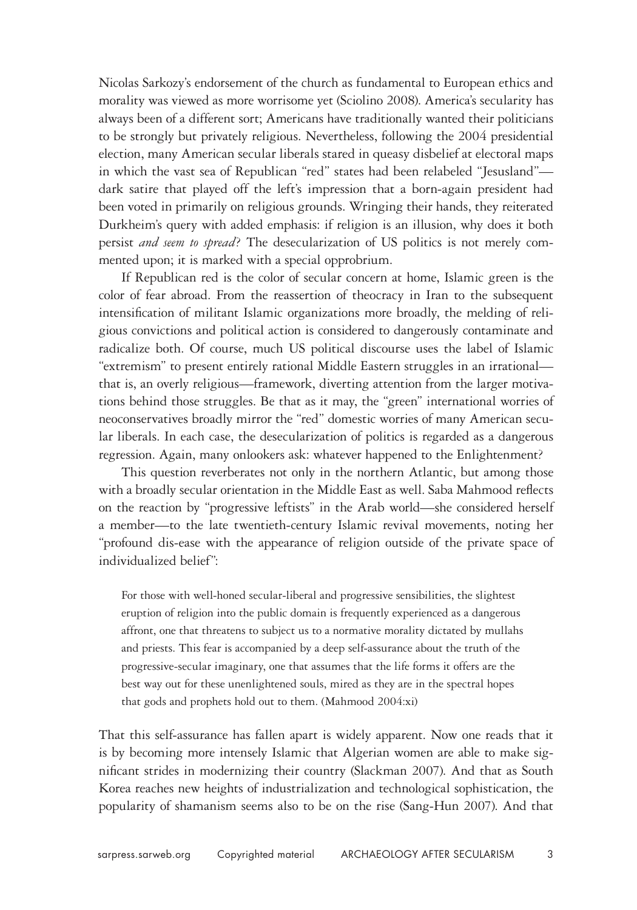Nicolas Sarkozy's endorsement of the church as fundamental to European ethics and morality was viewed as more worrisome yet (Sciolino 2008). America's secularity has always been of a different sort; Americans have traditionally wanted their politicians to be strongly but privately religious. Nevertheless, following the 2004 presidential election, many American secular liberals stared in queasy disbelief at electoral maps in which the vast sea of Republican "red" states had been relabeled "Jesusland"—dark satire that played off the left's impression that a born-again president had been voted in primarily on religious grounds. Wringing their hands, they reiterated Durkheim's query with added emphasis: if religion is an illusion, why does it both persist *and seem to spread*? The desecularization of US politics is not merely commented upon; it is marked with a special opprobrium.

If Republican red is the color of secular concern at home, Islamic green is the color of fear abroad. From the reassertion of theocracy in Iran to the subsequent intensification of militant Islamic organizations more broadly, the melding of religious convictions and political action is considered to dangerously contaminate and radicalize both. Of course, much US political discourse uses the label of Islamic "extremism" to present entirely rational Middle Eastern struggles in an irrational—that is, an overly religious—framework, diverting attention from the larger motivations behind those struggles. Be that as it may, the "green" international worries of neoconservatives broadly mirror the "red" domestic worries of many American secular liberals. In each case, the desecularization of politics is regarded as a dangerous regression. Again, many onlookers ask: whatever happened to the Enlightenment?

This question reverberates not only in the northern Atlantic, but among those with a broadly secular orientation in the Middle East as well. Saba Mahmood reflects on the reaction by "progressive leftists" in the Arab world—she considered herself a member—to the late twentieth-century Islamic revival movements, noting her "profound dis-ease with the appearance of religion outside of the private space of individualized belief":

> For those with well-honed secular-liberal and progressive sensibilities, the slightest eruption of religion into the public domain is frequently experienced as a dangerous affront, one that threatens to subject us to a normative morality dictated by mullahs and priests. This fear is accompanied by a deep self-assurance about the truth of the progressive-secular imaginary, one that assumes that the life forms it offers are the best way out for these unenlightened souls, mired as they are in the spectral hopes that gods and prophets hold out to them. (Mahmood 2004:xi)

That this self-assurance has fallen apart is widely apparent. Now one reads that it is by becoming more intensely Islamic that Algerian women are able to make significant strides in modernizing their country (Slackman 2007). And that as South Korea reaches new heights of industrialization and technological sophistication, the popularity of shamanism seems also to be on the rise (Sang-Hun 2007). And that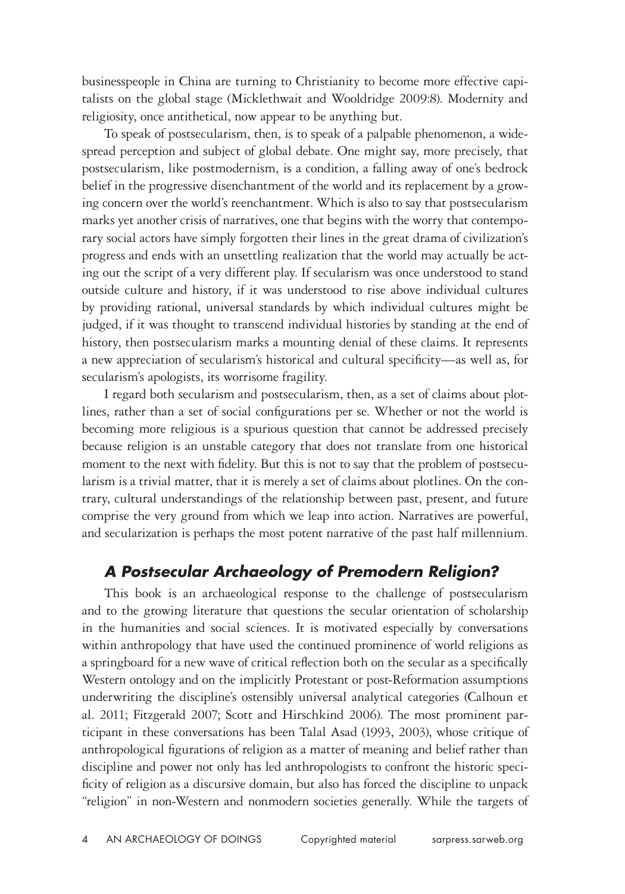businesspeople in China are turning to Christianity to become more effective capitalists on the global stage (Micklethwait and Wooldridge 2009:8). Modernity and religiosity, once antithetical, now appear to be anything but.

To speak of postsecularism, then, is to speak of a palpable phenomenon, a widespread perception and subject of global debate. One might say, more precisely, that postsecularism, like postmodernism, is a condition, a falling away of one's bedrock belief in the progressive disenchantment of the world and its replacement by a growing concern over the world's reenchantment. Which is also to say that postsecularism marks yet another crisis of narratives, one that begins with the worry that contemporary social actors have simply forgotten their lines in the great drama of civilization's progress and ends with an unsettling realization that the world may actually be acting out the script of a very different play. If secularism was once understood to stand outside culture and history, if it was understood to rise above individual cultures by providing rational, universal standards by which individual cultures might be judged, if it was thought to transcend individual histories by standing at the end of history, then postsecularism marks a mounting denial of these claims. It represents a new appreciation of secularism's historical and cultural specificity—as well as, for secularism's apologists, its worrisome fragility.

I regard both secularism and postsecularism, then, as a set of claims about plotlines, rather than a set of social configurations per se. Whether or not the world is becoming more religious is a spurious question that cannot be addressed precisely because religion is an unstable category that does not translate from one historical moment to the next with fidelity. But this is not to say that the problem of postsecularism is a trivial matter, that it is merely a set of claims about plotlines. On the contrary, cultural understandings of the relationship between past, present, and future comprise the very ground from which we leap into action. Narratives are powerful, and secularization is perhaps the most potent narrative of the past half millennium.

## *A Postsecular Archaeology of Premodern Religion?*

This book is an archaeological response to the challenge of postsecularism and to the growing literature that questions the secular orientation of scholarship in the humanities and social sciences. It is motivated especially by conversations within anthropology that have used the continued prominence of world religions as a springboard for a new wave of critical reflection both on the secular as a specifically Western ontology and on the implicitly Protestant or post-Reformation assumptions underwriting the discipline's ostensibly universal analytical categories (Calhoun et al. 2011; Fitzgerald 2007; Scott and Hirschkind 2006). The most prominent participant in these conversations has been Talal Asad (1993, 2003), whose critique of anthropological figurations of religion as a matter of meaning and belief rather than discipline and power not only has led anthropologists to confront the historic specificity of religion as a discursive domain, but also has forced the discipline to unpack "religion" in non-Western and nonmodern societies generally. While the targets of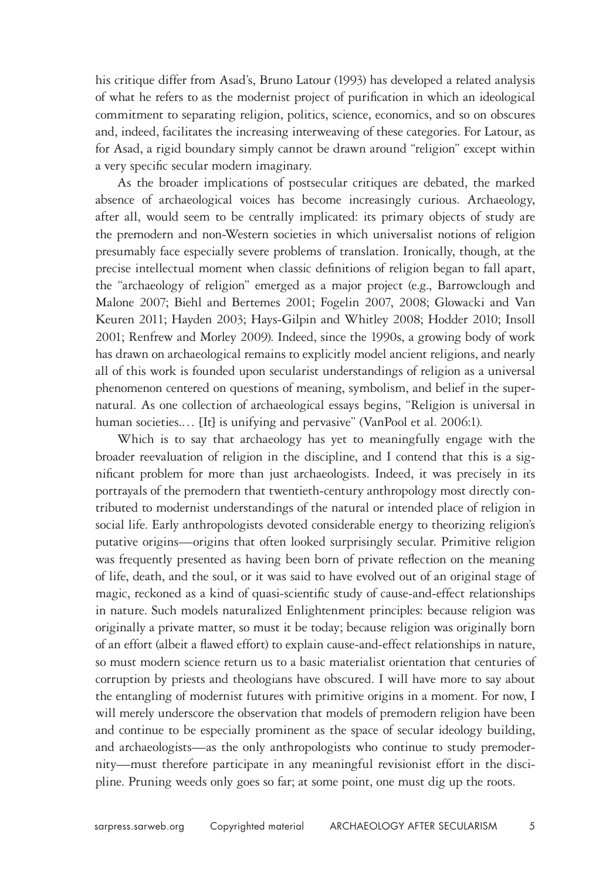his critique differ from Asad's, Bruno Latour (1993) has developed a related analysis of what he refers to as the modernist project of purification in which an ideological commitment to separating religion, politics, science, economics, and so on obscures and, indeed, facilitates the increasing interweaving of these categories. For Latour, as for Asad, a rigid boundary simply cannot be drawn around "religion" except within a very specific secular modern imaginary.

As the broader implications of postsecular critiques are debated, the marked absence of archaeological voices has become increasingly curious. Archaeology, after all, would seem to be centrally implicated: its primary objects of study are the premodern and non-Western societies in which universalist notions of religion presumably face especially severe problems of translation. Ironically, though, at the precise intellectual moment when classic definitions of religion began to fall apart, the "archaeology of religion" emerged as a major project (e.g., Barrowclough and Malone 2007; Biehl and Bertemes 2001; Fogelin 2007, 2008; Glowacki and Van Keuren 2011; Hayden 2003; Hays-Gilpin and Whitley 2008; Hodder 2010; Insoll 2001; Renfrew and Morley 2009). Indeed, since the 1990s, a growing body of work has drawn on archaeological remains to explicitly model ancient religions, and nearly all of this work is founded upon secularist understandings of religion as a universal phenomenon centered on questions of meaning, symbolism, and belief in the supernatural. As one collection of archaeological essays begins, "Religion is universal in human societies.… [It] is unifying and pervasive" (VanPool et al. 2006:1).

Which is to say that archaeology has yet to meaningfully engage with the broader reevaluation of religion in the discipline, and I contend that this is a significant problem for more than just archaeologists. Indeed, it was precisely in its portrayals of the premodern that twentieth-century anthropology most directly contributed to modernist understandings of the natural or intended place of religion in social life. Early anthropologists devoted considerable energy to theorizing religion's putative origins—origins that often looked surprisingly secular. Primitive religion was frequently presented as having been born of private reflection on the meaning of life, death, and the soul, or it was said to have evolved out of an original stage of magic, reckoned as a kind of quasi-scientific study of cause-and-effect relationships in nature. Such models naturalized Enlightenment principles: because religion was originally a private matter, so must it be today; because religion was originally born of an effort (albeit a flawed effort) to explain cause-and-effect relationships in nature, so must modern science return us to a basic materialist orientation that centuries of corruption by priests and theologians have obscured. I will have more to say about the entangling of modernist futures with primitive origins in a moment. For now, I will merely underscore the observation that models of premodern religion have been and continue to be especially prominent as the space of secular ideology building, and archaeologists—as the only anthropologists who continue to study premodernity—must therefore participate in any meaningful revisionist effort in the discipline. Pruning weeds only goes so far; at some point, one must dig up the roots.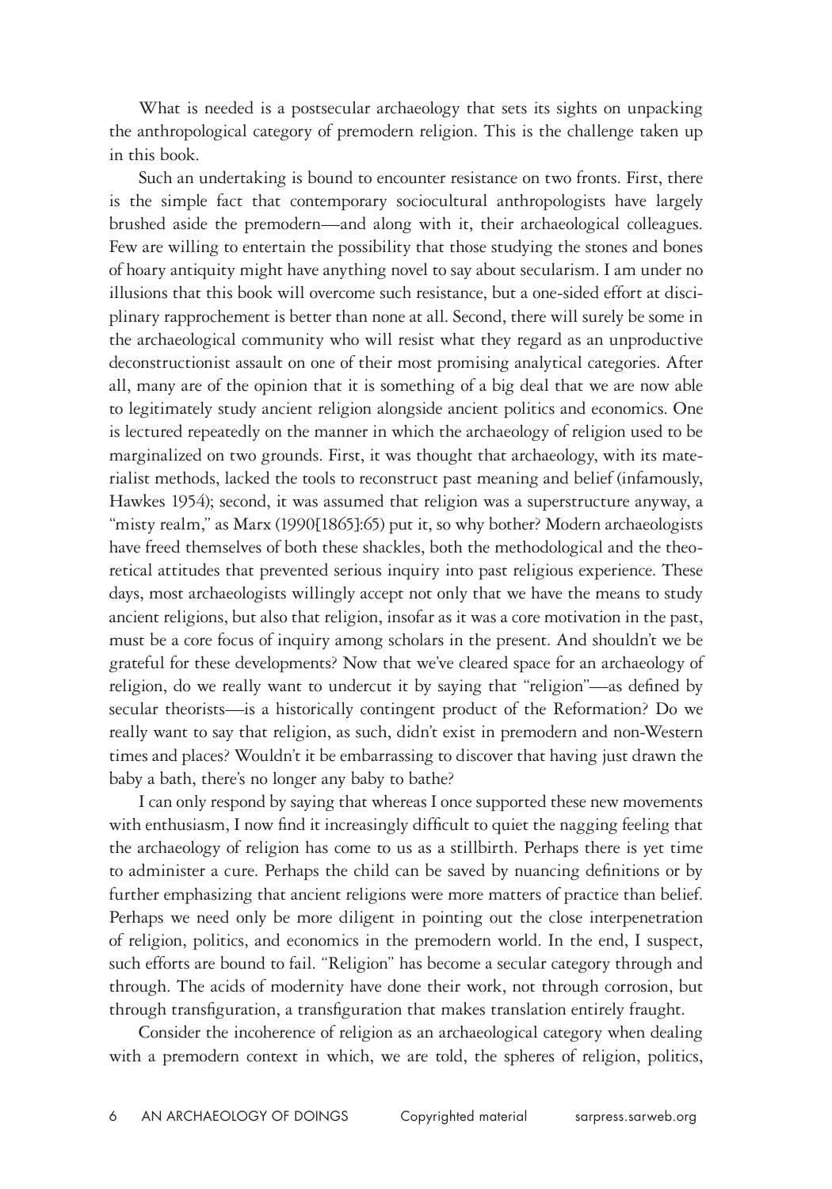What is needed is a postsecular archaeology that sets its sights on unpacking the anthropological category of premodern religion. This is the challenge taken up in this book.

Such an undertaking is bound to encounter resistance on two fronts. First, there is the simple fact that contemporary sociocultural anthropologists have largely brushed aside the premodern—and along with it, their archaeological colleagues. Few are willing to entertain the possibility that those studying the stones and bones of hoary antiquity might have anything novel to say about secularism. I am under no illusions that this book will overcome such resistance, but a one-sided effort at disciplinary rapprochement is better than none at all. Second, there will surely be some in the archaeological community who will resist what they regard as an unproductive deconstructionist assault on one of their most promising analytical categories. After all, many are of the opinion that it is something of a big deal that we are now able to legitimately study ancient religion alongside ancient politics and economics. One is lectured repeatedly on the manner in which the archaeology of religion used to be marginalized on two grounds. First, it was thought that archaeology, with its materialist methods, lacked the tools to reconstruct past meaning and belief (infamously, Hawkes 1954); second, it was assumed that religion was a superstructure anyway, a "misty realm," as Marx (1990[1865]:65) put it, so why bother? Modern archaeologists have freed themselves of both these shackles, both the methodological and the theoretical attitudes that prevented serious inquiry into past religious experience. These days, most archaeologists willingly accept not only that we have the means to study ancient religions, but also that religion, insofar as it was a core motivation in the past, must be a core focus of inquiry among scholars in the present. And shouldn't we be grateful for these developments? Now that we've cleared space for an archaeology of religion, do we really want to undercut it by saying that "religion"—as defined by secular theorists—is a historically contingent product of the Reformation? Do we really want to say that religion, as such, didn't exist in premodern and non-Western times and places? Wouldn't it be embarrassing to discover that having just drawn the baby a bath, there's no longer any baby to bathe?

I can only respond by saying that whereas I once supported these new movements with enthusiasm, I now find it increasingly difficult to quiet the nagging feeling that the archaeology of religion has come to us as a stillbirth. Perhaps there is yet time to administer a cure. Perhaps the child can be saved by nuancing definitions or by further emphasizing that ancient religions were more matters of practice than belief. Perhaps we need only be more diligent in pointing out the close interpenetration of religion, politics, and economics in the premodern world. In the end, I suspect, such efforts are bound to fail. "Religion" has become a secular category through and through. The acids of modernity have done their work, not through corrosion, but through transfiguration, a transfiguration that makes translation entirely fraught.

Consider the incoherence of religion as an archaeological category when dealing with a premodern context in which, we are told, the spheres of religion, politics,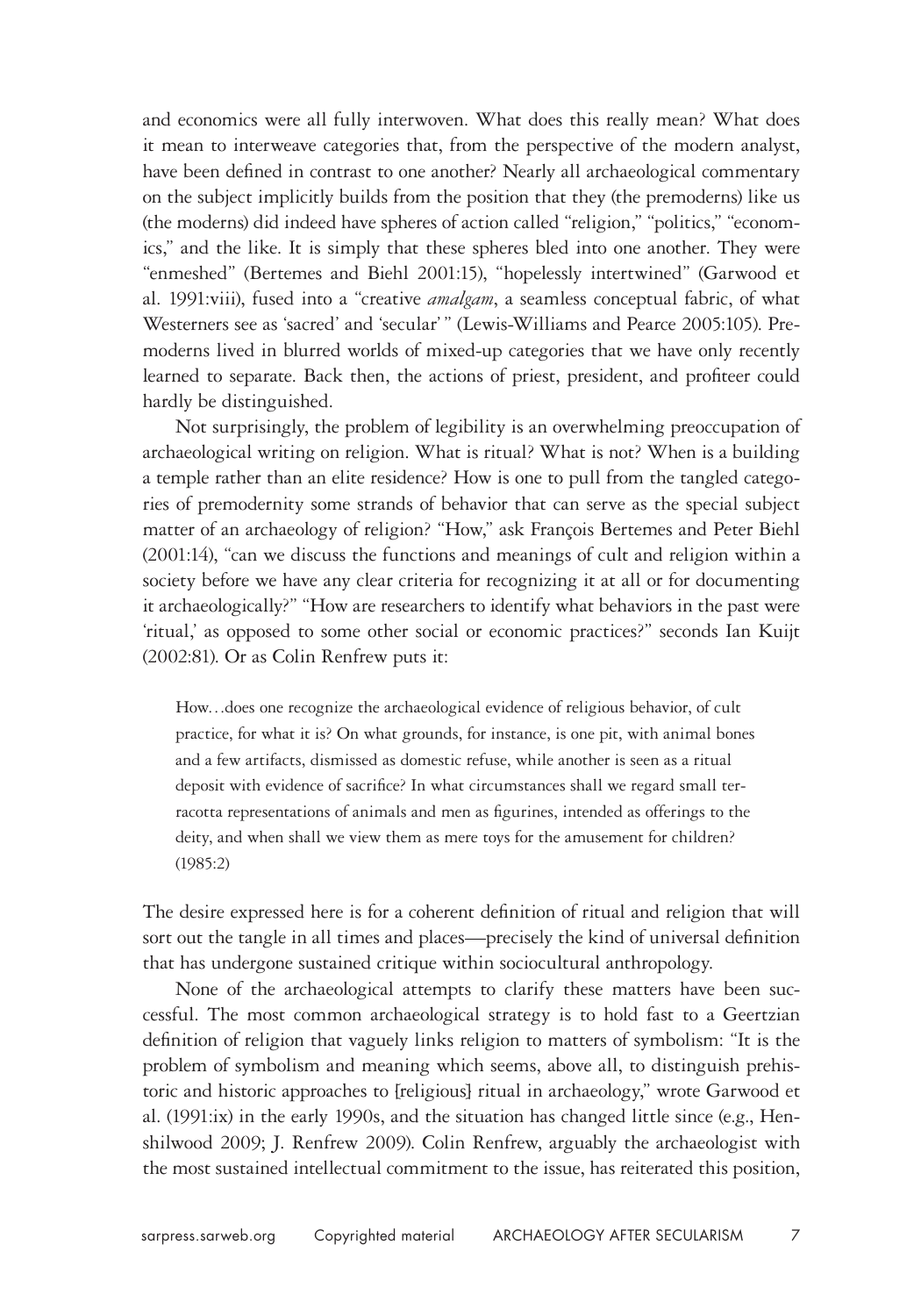and economics were all fully interwoven. What does this really mean? What does it mean to interweave categories that, from the perspective of the modern analyst, have been defined in contrast to one another? Nearly all archaeological commentary on the subject implicitly builds from the position that they (the premoderns) like us (the moderns) did indeed have spheres of action called "religion," "politics," "economics," and the like. It is simply that these spheres bled into one another. They were "enmeshed" (Bertemes and Biehl 2001:15), "hopelessly intertwined" (Garwood et al. 1991:viii), fused into a "creative *amalgam*, a seamless conceptual fabric, of what Westerners see as 'sacred' and 'secular' " (Lewis-Williams and Pearce 2005:105). Premoderns lived in blurred worlds of mixed-up categories that we have only recently learned to separate. Back then, the actions of priest, president, and profiteer could hardly be distinguished.

Not surprisingly, the problem of legibility is an overwhelming preoccupation of archaeological writing on religion. What is ritual? What is not? When is a building a temple rather than an elite residence? How is one to pull from the tangled categories of premodernity some strands of behavior that can serve as the special subject matter of an archaeology of religion? "How," ask François Bertemes and Peter Biehl (2001:14), "can we discuss the functions and meanings of cult and religion within a society before we have any clear criteria for recognizing it at all or for documenting it archaeologically?" "How are researchers to identify what behaviors in the past were 'ritual,' as opposed to some other social or economic practices?" seconds Ian Kuijt (2002:81). Or as Colin Renfrew puts it:

> How…does one recognize the archaeological evidence of religious behavior, of cult practice, for what it is? On what grounds, for instance, is one pit, with animal bones and a few artifacts, dismissed as domestic refuse, while another is seen as a ritual deposit with evidence of sacrifice? In what circumstances shall we regard small terracotta representations of animals and men as figurines, intended as offerings to the deity, and when shall we view them as mere toys for the amusement for children? (1985:2)

The desire expressed here is for a coherent definition of ritual and religion that will sort out the tangle in all times and places—precisely the kind of universal definition that has undergone sustained critique within sociocultural anthropology.

None of the archaeological attempts to clarify these matters have been successful. The most common archaeological strategy is to hold fast to a Geertzian definition of religion that vaguely links religion to matters of symbolism: "It is the problem of symbolism and meaning which seems, above all, to distinguish prehistoric and historic approaches to [religious] ritual in archaeology," wrote Garwood et al. (1991:ix) in the early 1990s, and the situation has changed little since (e.g., Henshilwood 2009; J. Renfrew 2009). Colin Renfrew, arguably the archaeologist with the most sustained intellectual commitment to the issue, has reiterated this position,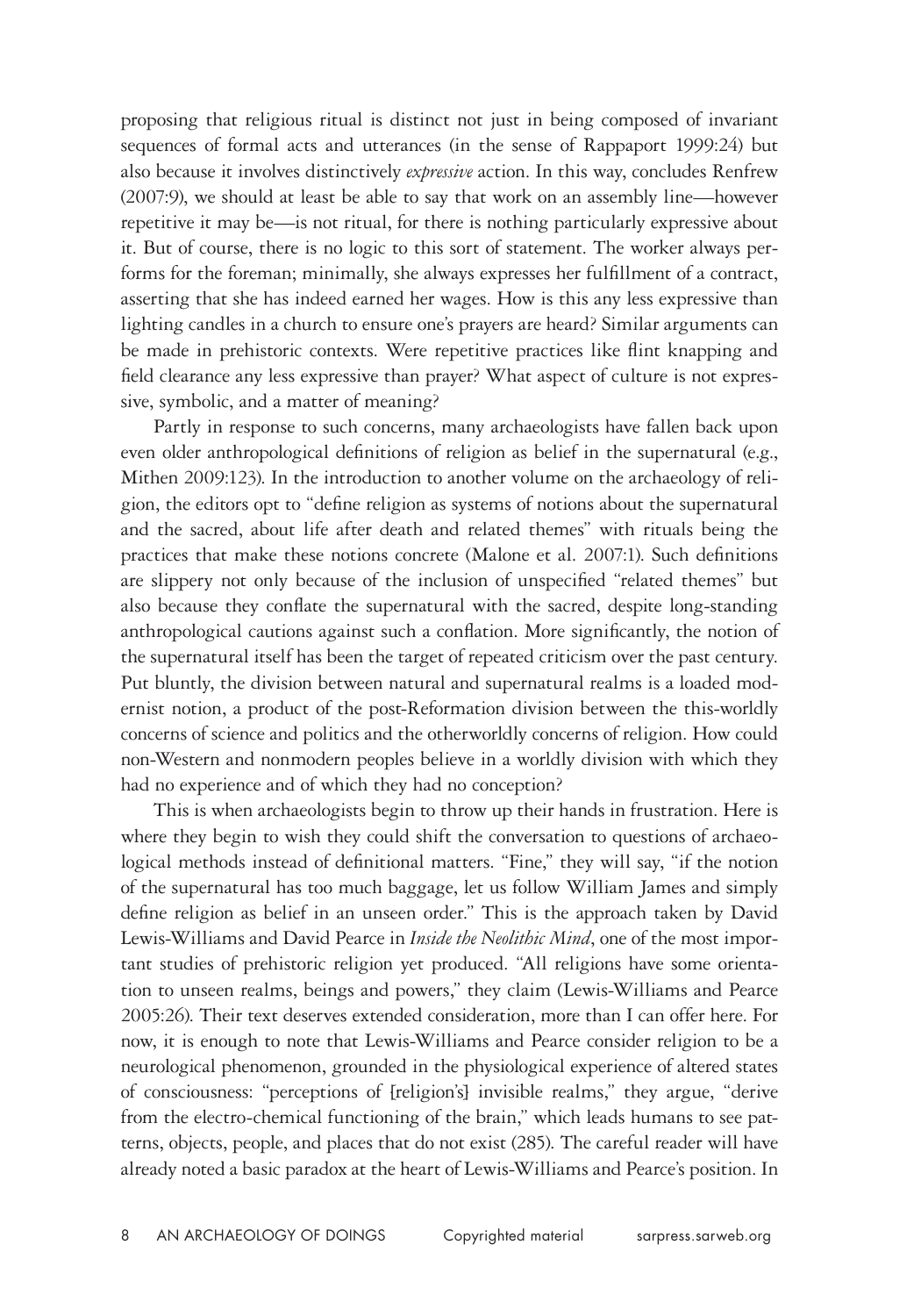proposing that religious ritual is distinct not just in being composed of invariant sequences of formal acts and utterances (in the sense of Rappaport 1999:24) but also because it involves distinctively *expressive* action. In this way, concludes Renfrew (2007:9), we should at least be able to say that work on an assembly line—however repetitive it may be—is not ritual, for there is nothing particularly expressive about it. But of course, there is no logic to this sort of statement. The worker always performs for the foreman; minimally, she always expresses her fulfillment of a contract, asserting that she has indeed earned her wages. How is this any less expressive than lighting candles in a church to ensure one's prayers are heard? Similar arguments can be made in prehistoric contexts. Were repetitive practices like flint knapping and field clearance any less expressive than prayer? What aspect of culture is not expressive, symbolic, and a matter of meaning?

Partly in response to such concerns, many archaeologists have fallen back upon even older anthropological definitions of religion as belief in the supernatural (e.g., Mithen 2009:123). In the introduction to another volume on the archaeology of religion, the editors opt to "define religion as systems of notions about the supernatural and the sacred, about life after death and related themes" with rituals being the practices that make these notions concrete (Malone et al. 2007:1). Such definitions are slippery not only because of the inclusion of unspecified "related themes" but also because they conflate the supernatural with the sacred, despite long-standing anthropological cautions against such a conflation. More significantly, the notion of the supernatural itself has been the target of repeated criticism over the past century. Put bluntly, the division between natural and supernatural realms is a loaded modernist notion, a product of the post-Reformation division between the this-worldly concerns of science and politics and the otherworldly concerns of religion. How could non-Western and nonmodern peoples believe in a worldly division with which they had no experience and of which they had no conception?

This is when archaeologists begin to throw up their hands in frustration. Here is where they begin to wish they could shift the conversation to questions of archaeological methods instead of definitional matters. "Fine," they will say, "if the notion of the supernatural has too much baggage, let us follow William James and simply define religion as belief in an unseen order." This is the approach taken by David Lewis-Williams and David Pearce in *Inside the Neolithic Mind*, one of the most important studies of prehistoric religion yet produced. "All religions have some orientation to unseen realms, beings and powers," they claim (Lewis-Williams and Pearce 2005:26). Their text deserves extended consideration, more than I can offer here. For now, it is enough to note that Lewis-Williams and Pearce consider religion to be a neurological phenomenon, grounded in the physiological experience of altered states of consciousness: "perceptions of [religion's] invisible realms," they argue, "derive from the electro-chemical functioning of the brain," which leads humans to see patterns, objects, people, and places that do not exist (285). The careful reader will have already noted a basic paradox at the heart of Lewis-Williams and Pearce's position. In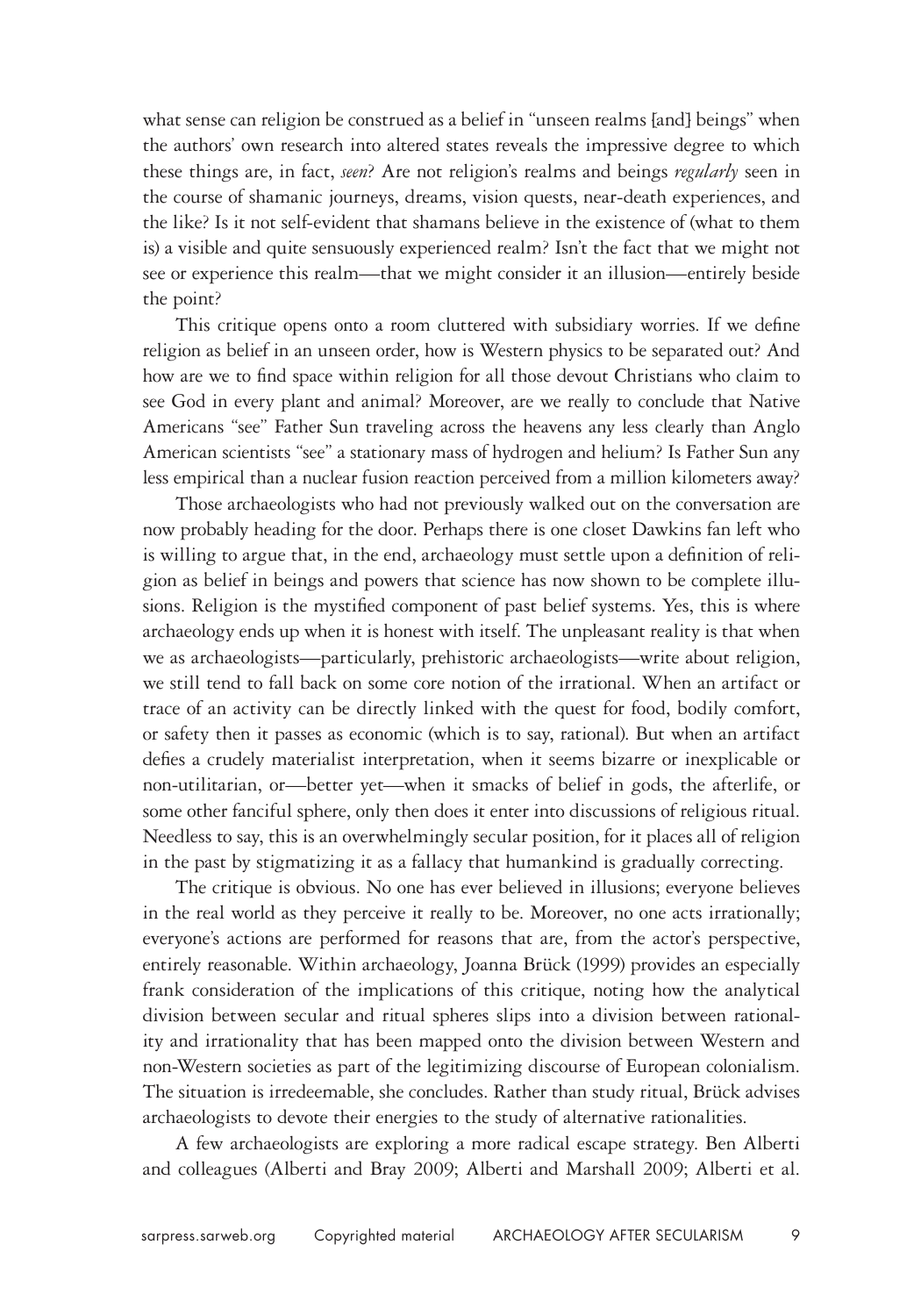what sense can religion be construed as a belief in "unseen realms [and] beings" when the authors' own research into altered states reveals the impressive degree to which these things are, in fact, *seen*? Are not religion's realms and beings *regularly* seen in the course of shamanic journeys, dreams, vision quests, near-death experiences, and the like? Is it not self-evident that shamans believe in the existence of (what to them is) a visible and quite sensuously experienced realm? Isn't the fact that we might not see or experience this realm—that we might consider it an illusion—entirely beside the point?

This critique opens onto a room cluttered with subsidiary worries. If we define religion as belief in an unseen order, how is Western physics to be separated out? And how are we to find space within religion for all those devout Christians who claim to see God in every plant and animal? Moreover, are we really to conclude that Native Americans "see" Father Sun traveling across the heavens any less clearly than Anglo American scientists "see" a stationary mass of hydrogen and helium? Is Father Sun any less empirical than a nuclear fusion reaction perceived from a million kilometers away?

Those archaeologists who had not previously walked out on the conversation are now probably heading for the door. Perhaps there is one closet Dawkins fan left who is willing to argue that, in the end, archaeology must settle upon a definition of religion as belief in beings and powers that science has now shown to be complete illusions. Religion is the mystified component of past belief systems. Yes, this is where archaeology ends up when it is honest with itself. The unpleasant reality is that when we as archaeologists—particularly, prehistoric archaeologists—write about religion, we still tend to fall back on some core notion of the irrational. When an artifact or trace of an activity can be directly linked with the quest for food, bodily comfort, or safety then it passes as economic (which is to say, rational). But when an artifact defies a crudely materialist interpretation, when it seems bizarre or inexplicable or non-utilitarian, or—better yet—when it smacks of belief in gods, the afterlife, or some other fanciful sphere, only then does it enter into discussions of religious ritual. Needless to say, this is an overwhelmingly secular position, for it places all of religion in the past by stigmatizing it as a fallacy that humankind is gradually correcting.

The critique is obvious. No one has ever believed in illusions; everyone believes in the real world as they perceive it really to be. Moreover, no one acts irrationally; everyone's actions are performed for reasons that are, from the actor's perspective, entirely reasonable. Within archaeology, Joanna Brück (1999) provides an especially frank consideration of the implications of this critique, noting how the analytical division between secular and ritual spheres slips into a division between rationality and irrationality that has been mapped onto the division between Western and non-Western societies as part of the legitimizing discourse of European colonialism. The situation is irredeemable, she concludes. Rather than study ritual, Brück advises archaeologists to devote their energies to the study of alternative rationalities.

A few archaeologists are exploring a more radical escape strategy. Ben Alberti and colleagues (Alberti and Bray 2009; Alberti and Marshall 2009; Alberti et al.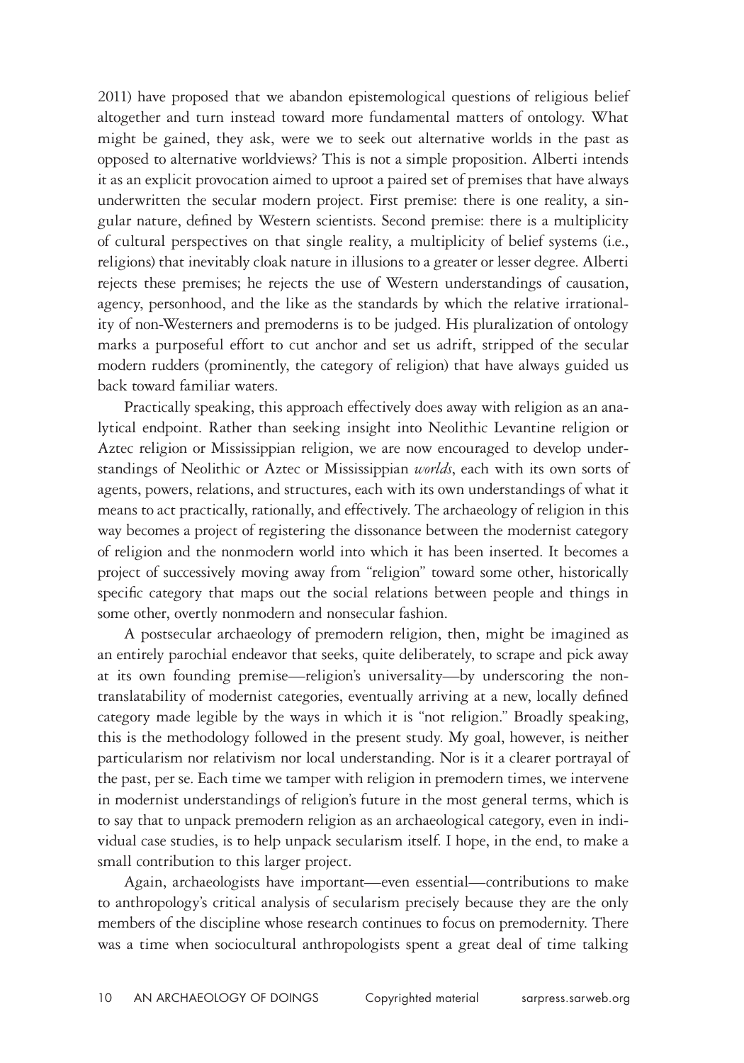2011) have proposed that we abandon epistemological questions of religious belief altogether and turn instead toward more fundamental matters of ontology. What might be gained, they ask, were we to seek out alternative worlds in the past as opposed to alternative worldviews? This is not a simple proposition. Alberti intends it as an explicit provocation aimed to uproot a paired set of premises that have always underwritten the secular modern project. First premise: there is one reality, a singular nature, defined by Western scientists. Second premise: there is a multiplicity of cultural perspectives on that single reality, a multiplicity of belief systems (i.e., religions) that inevitably cloak nature in illusions to a greater or lesser degree. Alberti rejects these premises; he rejects the use of Western understandings of causation, agency, personhood, and the like as the standards by which the relative irrationality of non-Westerners and premoderns is to be judged. His pluralization of ontology marks a purposeful effort to cut anchor and set us adrift, stripped of the secular modern rudders (prominently, the category of religion) that have always guided us back toward familiar waters.

Practically speaking, this approach effectively does away with religion as an analytical endpoint. Rather than seeking insight into Neolithic Levantine religion or Aztec religion or Mississippian religion, we are now encouraged to develop understandings of Neolithic or Aztec or Mississippian *worlds*, each with its own sorts of agents, powers, relations, and structures, each with its own understandings of what it means to act practically, rationally, and effectively. The archaeology of religion in this way becomes a project of registering the dissonance between the modernist category of religion and the nonmodern world into which it has been inserted. It becomes a project of successively moving away from "religion" toward some other, historically specific category that maps out the social relations between people and things in some other, overtly nonmodern and nonsecular fashion.

A postsecular archaeology of premodern religion, then, might be imagined as an entirely parochial endeavor that seeks, quite deliberately, to scrape and pick away at its own founding premise—religion's universality—by underscoring the nontranslatability of modernist categories, eventually arriving at a new, locally defined category made legible by the ways in which it is "not religion." Broadly speaking, this is the methodology followed in the present study. My goal, however, is neither particularism nor relativism nor local understanding. Nor is it a clearer portrayal of the past, per se. Each time we tamper with religion in premodern times, we intervene in modernist understandings of religion's future in the most general terms, which is to say that to unpack premodern religion as an archaeological category, even in individual case studies, is to help unpack secularism itself. I hope, in the end, to make a small contribution to this larger project.

Again, archaeologists have important—even essential—contributions to make to anthropology's critical analysis of secularism precisely because they are the only members of the discipline whose research continues to focus on premodernity. There was a time when sociocultural anthropologists spent a great deal of time talking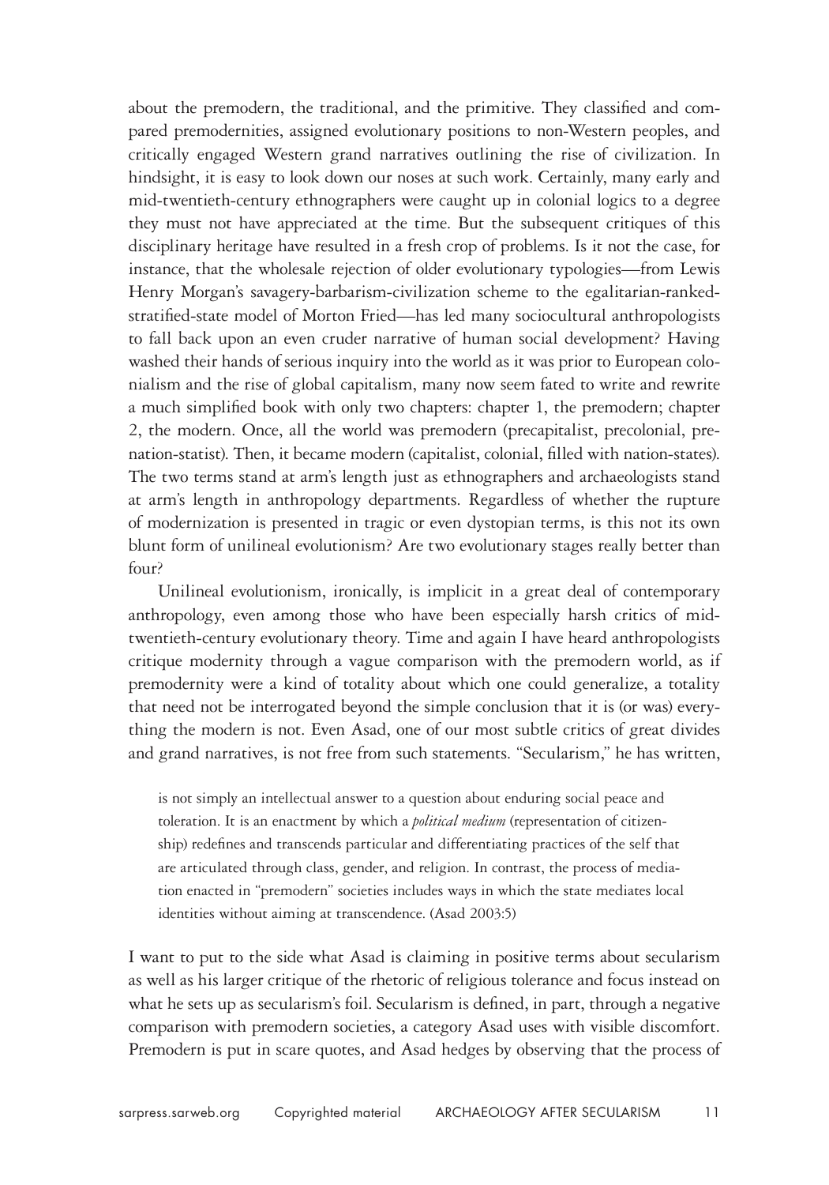about the premodern, the traditional, and the primitive. They classified and compared premodernities, assigned evolutionary positions to non-Western peoples, and critically engaged Western grand narratives outlining the rise of civilization. In hindsight, it is easy to look down our noses at such work. Certainly, many early and mid-twentieth-century ethnographers were caught up in colonial logics to a degree they must not have appreciated at the time. But the subsequent critiques of this disciplinary heritage have resulted in a fresh crop of problems. Is it not the case, for instance, that the wholesale rejection of older evolutionary typologies—from Lewis Henry Morgan's savagery-barbarism-civilization scheme to the egalitarian-ranked-stratified-state model of Morton Fried—has led many sociocultural anthropologists to fall back upon an even cruder narrative of human social development? Having washed their hands of serious inquiry into the world as it was prior to European colonialism and the rise of global capitalism, many now seem fated to write and rewrite a much simplified book with only two chapters: chapter 1, the premodern; chapter 2, the modern. Once, all the world was premodern (precapitalist, precolonial, pre-nation-statist). Then, it became modern (capitalist, colonial, filled with nation-states). The two terms stand at arm's length just as ethnographers and archaeologists stand at arm's length in anthropology departments. Regardless of whether the rupture of modernization is presented in tragic or even dystopian terms, is this not its own blunt form of unilineal evolutionism? Are two evolutionary stages really better than four?

Unilineal evolutionism, ironically, is implicit in a great deal of contemporary anthropology, even among those who have been especially harsh critics of mid-twentieth-century evolutionary theory. Time and again I have heard anthropologists critique modernity through a vague comparison with the premodern world, as if premodernity were a kind of totality about which one could generalize, a totality that need not be interrogated beyond the simple conclusion that it is (or was) everything the modern is not. Even Asad, one of our most subtle critics of great divides and grand narratives, is not free from such statements. "Secularism," he has written,

> is not simply an intellectual answer to a question about enduring social peace and toleration. It is an enactment by which a *political medium* (representation of citizenship) redefines and transcends particular and differentiating practices of the self that are articulated through class, gender, and religion. In contrast, the process of mediation enacted in "premodern" societies includes ways in which the state mediates local identities without aiming at transcendence. (Asad 2003:5)

I want to put to the side what Asad is claiming in positive terms about secularism as well as his larger critique of the rhetoric of religious tolerance and focus instead on what he sets up as secularism's foil. Secularism is defined, in part, through a negative comparison with premodern societies, a category Asad uses with visible discomfort. Premodern is put in scare quotes, and Asad hedges by observing that the process of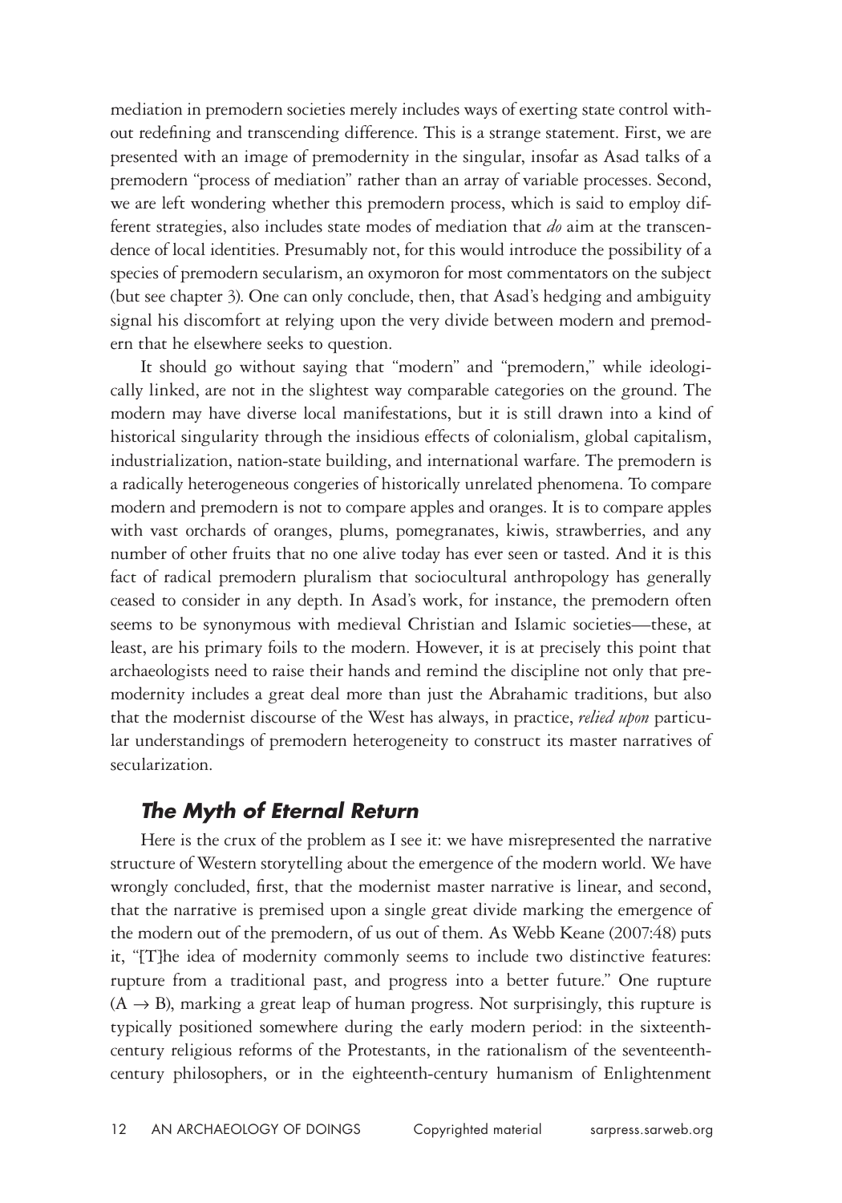mediation in premodern societies merely includes ways of exerting state control without redefining and transcending difference. This is a strange statement. First, we are presented with an image of premodernity in the singular, insofar as Asad talks of a premodern "process of mediation" rather than an array of variable processes. Second, we are left wondering whether this premodern process, which is said to employ different strategies, also includes state modes of mediation that *do* aim at the transcendence of local identities. Presumably not, for this would introduce the possibility of a species of premodern secularism, an oxymoron for most commentators on the subject (but see chapter 3). One can only conclude, then, that Asad's hedging and ambiguity signal his discomfort at relying upon the very divide between modern and premodern that he elsewhere seeks to question.

It should go without saying that "modern" and "premodern," while ideologically linked, are not in the slightest way comparable categories on the ground. The modern may have diverse local manifestations, but it is still drawn into a kind of historical singularity through the insidious effects of colonialism, global capitalism, industrialization, nation-state building, and international warfare. The premodern is a radically heterogeneous congeries of historically unrelated phenomena. To compare modern and premodern is not to compare apples and oranges. It is to compare apples with vast orchards of oranges, plums, pomegranates, kiwis, strawberries, and any number of other fruits that no one alive today has ever seen or tasted. And it is this fact of radical premodern pluralism that sociocultural anthropology has generally ceased to consider in any depth. In Asad's work, for instance, the premodern often seems to be synonymous with medieval Christian and Islamic societies—these, at least, are his primary foils to the modern. However, it is at precisely this point that archaeologists need to raise their hands and remind the discipline not only that premodernity includes a great deal more than just the Abrahamic traditions, but also that the modernist discourse of the West has always, in practice, *relied upon* particular understandings of premodern heterogeneity to construct its master narratives of secularization.

## *The Myth of Eternal Return*

Here is the crux of the problem as I see it: we have misrepresented the narrative structure of Western storytelling about the emergence of the modern world. We have wrongly concluded, first, that the modernist master narrative is linear, and second, that the narrative is premised upon a single great divide marking the emergence of the modern out of the premodern, of us out of them. As Webb Keane (2007:48) puts it, "[T]he idea of modernity commonly seems to include two distinctive features: rupture from a traditional past, and progress into a better future." One rupture ($A \rightarrow B$), marking a great leap of human progress. Not surprisingly, this rupture is typically positioned somewhere during the early modern period: in the sixteenth-century religious reforms of the Protestants, in the rationalism of the seventeenth-century philosophers, or in the eighteenth-century humanism of Enlightenment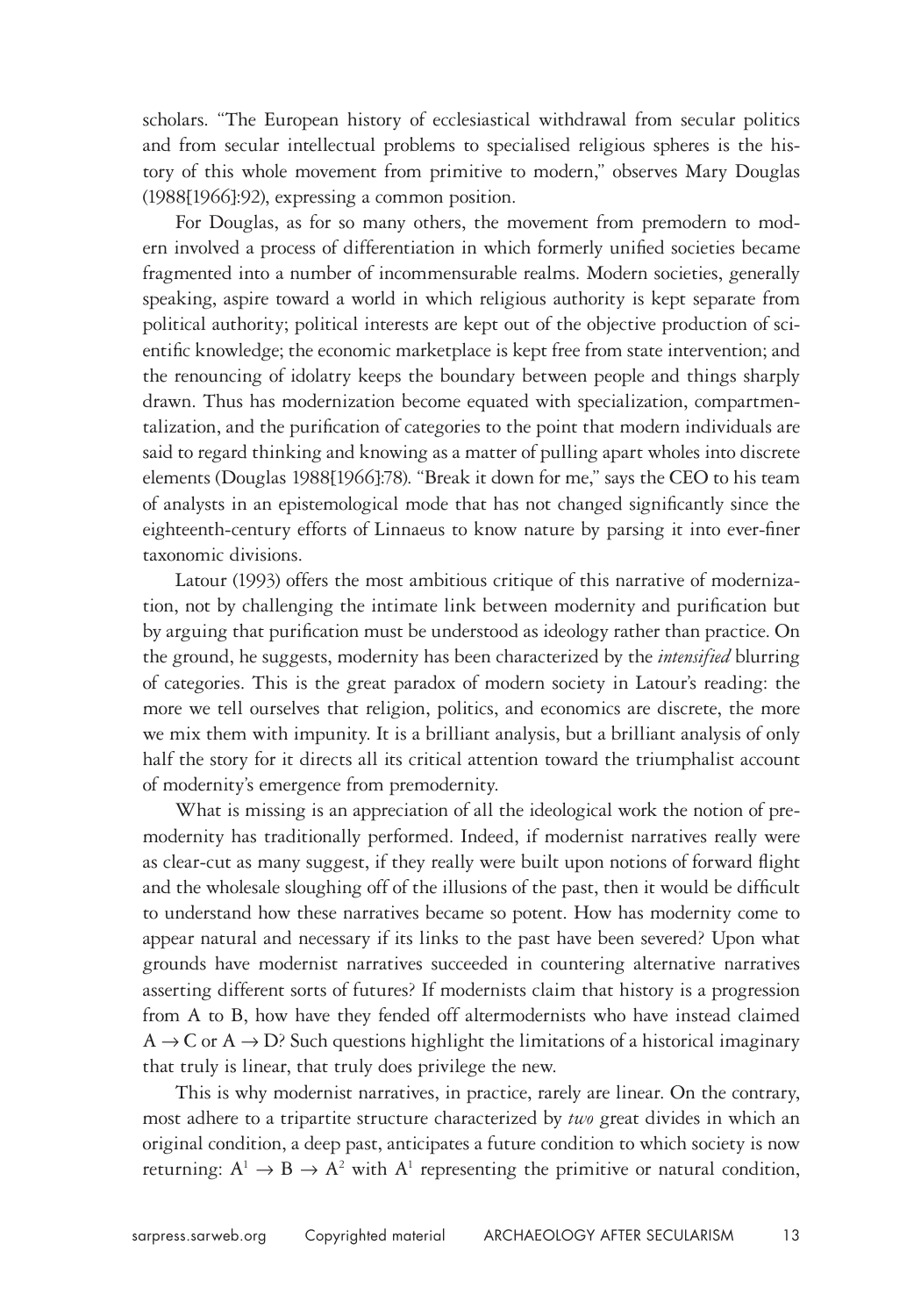scholars. "The European history of ecclesiastical withdrawal from secular politics and from secular intellectual problems to specialised religious spheres is the history of this whole movement from primitive to modern," observes Mary Douglas (1988[1966]:92), expressing a common position.

For Douglas, as for so many others, the movement from premodern to modern involved a process of differentiation in which formerly unified societies became fragmented into a number of incommensurable realms. Modern societies, generally speaking, aspire toward a world in which religious authority is kept separate from political authority; political interests are kept out of the objective production of scientific knowledge; the economic marketplace is kept free from state intervention; and the renouncing of idolatry keeps the boundary between people and things sharply drawn. Thus has modernization become equated with specialization, compartmentalization, and the purification of categories to the point that modern individuals are said to regard thinking and knowing as a matter of pulling apart wholes into discrete elements (Douglas 1988[1966]:78). "Break it down for me," says the CEO to his team of analysts in an epistemological mode that has not changed significantly since the eighteenth-century efforts of Linnaeus to know nature by parsing it into ever-finer taxonomic divisions.

Latour (1993) offers the most ambitious critique of this narrative of modernization, not by challenging the intimate link between modernity and purification but by arguing that purification must be understood as ideology rather than practice. On the ground, he suggests, modernity has been characterized by the *intensified* blurring of categories. This is the great paradox of modern society in Latour's reading: the more we tell ourselves that religion, politics, and economics are discrete, the more we mix them with impunity. It is a brilliant analysis, but a brilliant analysis of only half the story for it directs all its critical attention toward the triumphalist account of modernity's emergence from premodernity.

What is missing is an appreciation of all the ideological work the notion of premodernity has traditionally performed. Indeed, if modernist narratives really were as clear-cut as many suggest, if they really were built upon notions of forward flight and the wholesale sloughing off of the illusions of the past, then it would be difficult to understand how these narratives became so potent. How has modernity come to appear natural and necessary if its links to the past have been severed? Upon what grounds have modernist narratives succeeded in countering alternative narratives asserting different sorts of futures? If modernists claim that history is a progression from A to B, how have they fended off altermodernists who have instead claimed $A \rightarrow C$ or $A \rightarrow D$? Such questions highlight the limitations of a historical imaginary that truly is linear, that truly does privilege the new.

This is why modernist narratives, in practice, rarely are linear. On the contrary, most adhere to a tripartite structure characterized by *two* great divides in which an original condition, a deep past, anticipates a future condition to which society is now returning: $A^1 \rightarrow B \rightarrow A^2$ with $A^1$ representing the primitive or natural condition,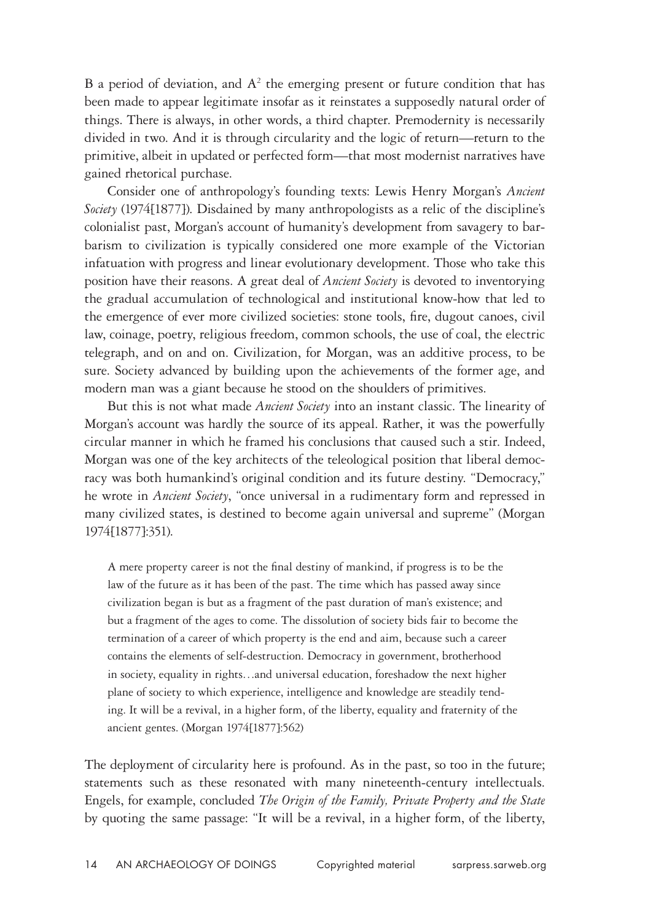B a period of deviation, and $A^2$ the emerging present or future condition that has been made to appear legitimate insofar as it reinstates a supposedly natural order of things. There is always, in other words, a third chapter. Premodernity is necessarily divided in two. And it is through circularity and the logic of return—return to the primitive, albeit in updated or perfected form—that most modernist narratives have gained rhetorical purchase.

Consider one of anthropology's founding texts: Lewis Henry Morgan's *Ancient Society* (1974[1877]). Disdained by many anthropologists as a relic of the discipline's colonialist past, Morgan's account of humanity's development from savagery to barbarism to civilization is typically considered one more example of the Victorian infatuation with progress and linear evolutionary development. Those who take this position have their reasons. A great deal of *Ancient Society* is devoted to inventorying the gradual accumulation of technological and institutional know-how that led to the emergence of ever more civilized societies: stone tools, fire, dugout canoes, civil law, coinage, poetry, religious freedom, common schools, the use of coal, the electric telegraph, and on and on. Civilization, for Morgan, was an additive process, to be sure. Society advanced by building upon the achievements of the former age, and modern man was a giant because he stood on the shoulders of primitives.

But this is not what made *Ancient Society* into an instant classic. The linearity of Morgan's account was hardly the source of its appeal. Rather, it was the powerfully circular manner in which he framed his conclusions that caused such a stir. Indeed, Morgan was one of the key architects of the teleological position that liberal democracy was both humankind's original condition and its future destiny. "Democracy," he wrote in *Ancient Society*, "once universal in a rudimentary form and repressed in many civilized states, is destined to become again universal and supreme" (Morgan 1974[1877]:351).

> A mere property career is not the final destiny of mankind, if progress is to be the law of the future as it has been of the past. The time which has passed away since civilization began is but as a fragment of the past duration of man's existence; and but a fragment of the ages to come. The dissolution of society bids fair to become the termination of a career of which property is the end and aim, because such a career contains the elements of self-destruction. Democracy in government, brotherhood in society, equality in rights…and universal education, foreshadow the next higher plane of society to which experience, intelligence and knowledge are steadily tending. It will be a revival, in a higher form, of the liberty, equality and fraternity of the ancient gentes. (Morgan 1974[1877]:562)

The deployment of circularity here is profound. As in the past, so too in the future; statements such as these resonated with many nineteenth-century intellectuals. Engels, for example, concluded *The Origin of the Family, Private Property and the State* by quoting the same passage: "It will be a revival, in a higher form, of the liberty,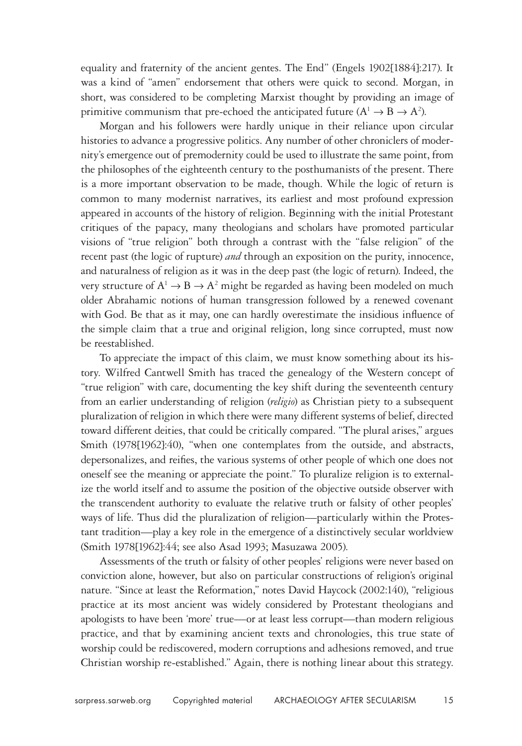equality and fraternity of the ancient gentes. The End" (Engels 1902[1884]:217). It was a kind of "amen" endorsement that others were quick to second. Morgan, in short, was considered to be completing Marxist thought by providing an image of primitive communism that pre-echoed the anticipated future ($A^1 \rightarrow B \rightarrow A^2$).

Morgan and his followers were hardly unique in their reliance upon circular histories to advance a progressive politics. Any number of other chroniclers of modernity's emergence out of premodernity could be used to illustrate the same point, from the philosophes of the eighteenth century to the posthumanists of the present. There is a more important observation to be made, though. While the logic of return is common to many modernist narratives, its earliest and most profound expression appeared in accounts of the history of religion. Beginning with the initial Protestant critiques of the papacy, many theologians and scholars have promoted particular visions of "true religion" both through a contrast with the "false religion" of the recent past (the logic of rupture) *and* through an exposition on the purity, innocence, and naturalness of religion as it was in the deep past (the logic of return). Indeed, the very structure of $A^1 \rightarrow B \rightarrow A^2$ might be regarded as having been modeled on much older Abrahamic notions of human transgression followed by a renewed covenant with God. Be that as it may, one can hardly overestimate the insidious influence of the simple claim that a true and original religion, long since corrupted, must now be reestablished.

To appreciate the impact of this claim, we must know something about its history. Wilfred Cantwell Smith has traced the genealogy of the Western concept of "true religion" with care, documenting the key shift during the seventeenth century from an earlier understanding of religion (*religio*) as Christian piety to a subsequent pluralization of religion in which there were many different systems of belief, directed toward different deities, that could be critically compared. "The plural arises," argues Smith (1978[1962]:40), "when one contemplates from the outside, and abstracts, depersonalizes, and reifies, the various systems of other people of which one does not oneself see the meaning or appreciate the point." To pluralize religion is to externalize the world itself and to assume the position of the objective outside observer with the transcendent authority to evaluate the relative truth or falsity of other peoples' ways of life. Thus did the pluralization of religion—particularly within the Protestant tradition—play a key role in the emergence of a distinctively secular worldview (Smith 1978[1962]:44; see also Asad 1993; Masuzawa 2005).

Assessments of the truth or falsity of other peoples' religions were never based on conviction alone, however, but also on particular constructions of religion's original nature. "Since at least the Reformation," notes David Haycock (2002:140), "religious practice at its most ancient was widely considered by Protestant theologians and apologists to have been 'more' true—or at least less corrupt—than modern religious practice, and that by examining ancient texts and chronologies, this true state of worship could be rediscovered, modern corruptions and adhesions removed, and true Christian worship re-established." Again, there is nothing linear about this strategy.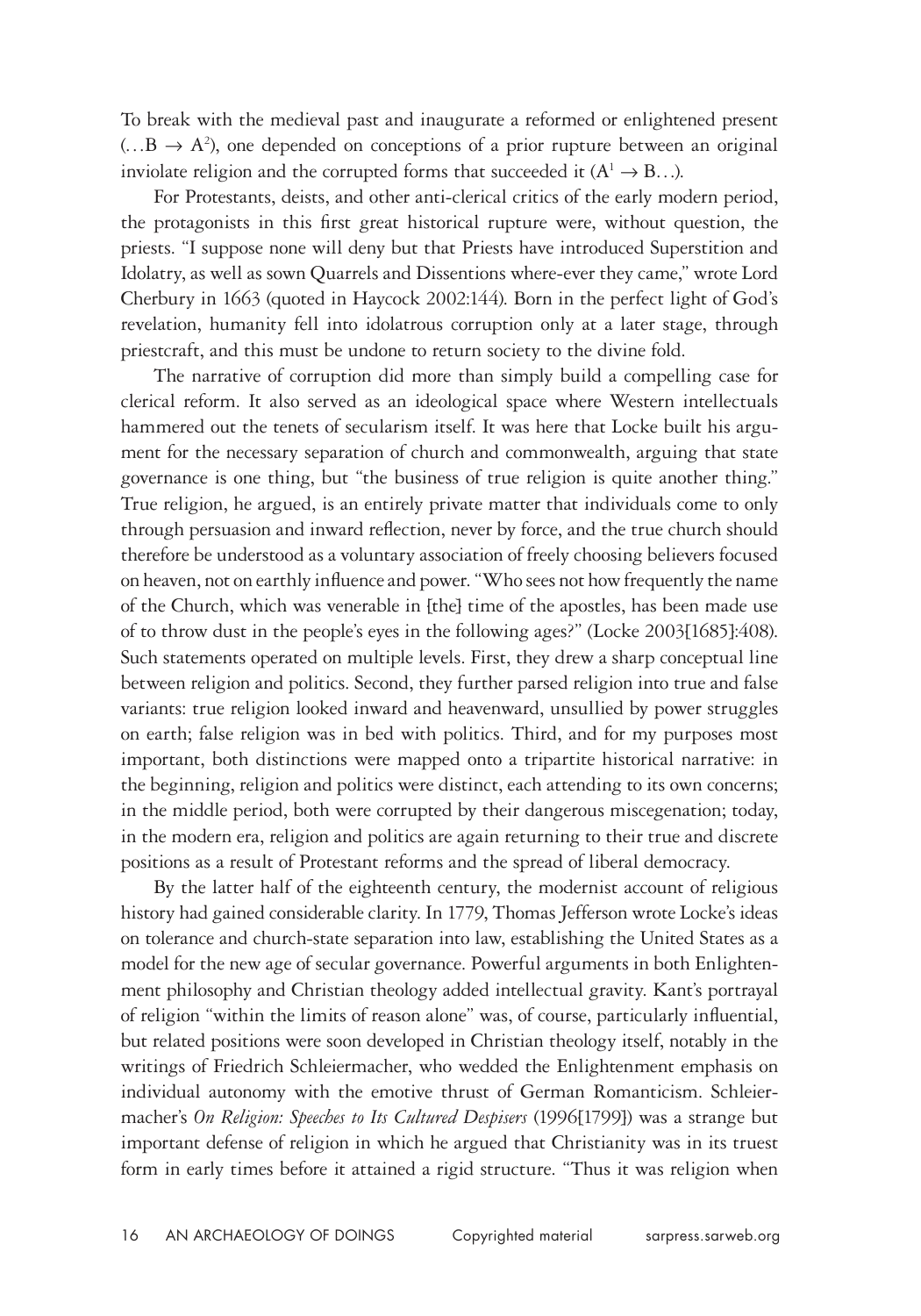To break with the medieval past and inaugurate a reformed or enlightened present $(\ldots B \rightarrow A^2)$, one depended on conceptions of a prior rupture between an original inviolate religion and the corrupted forms that succeeded it $(A^1 \rightarrow B\ldots)$.

For Protestants, deists, and other anti-clerical critics of the early modern period, the protagonists in this first great historical rupture were, without question, the priests. "I suppose none will deny but that Priests have introduced Superstition and Idolatry, as well as sown Quarrels and Dissentions where-ever they came," wrote Lord Cherbury in 1663 (quoted in Haycock 2002:144). Born in the perfect light of God's revelation, humanity fell into idolatrous corruption only at a later stage, through priestcraft, and this must be undone to return society to the divine fold.

The narrative of corruption did more than simply build a compelling case for clerical reform. It also served as an ideological space where Western intellectuals hammered out the tenets of secularism itself. It was here that Locke built his argument for the necessary separation of church and commonwealth, arguing that state governance is one thing, but "the business of true religion is quite another thing." True religion, he argued, is an entirely private matter that individuals come to only through persuasion and inward reflection, never by force, and the true church should therefore be understood as a voluntary association of freely choosing believers focused on heaven, not on earthly influence and power. "Who sees not how frequently the name of the Church, which was venerable in [the] time of the apostles, has been made use of to throw dust in the people's eyes in the following ages?" (Locke 2003[1685]:408). Such statements operated on multiple levels. First, they drew a sharp conceptual line between religion and politics. Second, they further parsed religion into true and false variants: true religion looked inward and heavenward, unsullied by power struggles on earth; false religion was in bed with politics. Third, and for my purposes most important, both distinctions were mapped onto a tripartite historical narrative: in the beginning, religion and politics were distinct, each attending to its own concerns; in the middle period, both were corrupted by their dangerous miscegenation; today, in the modern era, religion and politics are again returning to their true and discrete positions as a result of Protestant reforms and the spread of liberal democracy.

By the latter half of the eighteenth century, the modernist account of religious history had gained considerable clarity. In 1779, Thomas Jefferson wrote Locke's ideas on tolerance and church-state separation into law, establishing the United States as a model for the new age of secular governance. Powerful arguments in both Enlightenment philosophy and Christian theology added intellectual gravity. Kant's portrayal of religion "within the limits of reason alone" was, of course, particularly influential, but related positions were soon developed in Christian theology itself, notably in the writings of Friedrich Schleiermacher, who wedded the Enlightenment emphasis on individual autonomy with the emotive thrust of German Romanticism. Schleiermacher's *On Religion: Speeches to Its Cultured Despisers* (1996[1799]) was a strange but important defense of religion in which he argued that Christianity was in its truest form in early times before it attained a rigid structure. "Thus it was religion when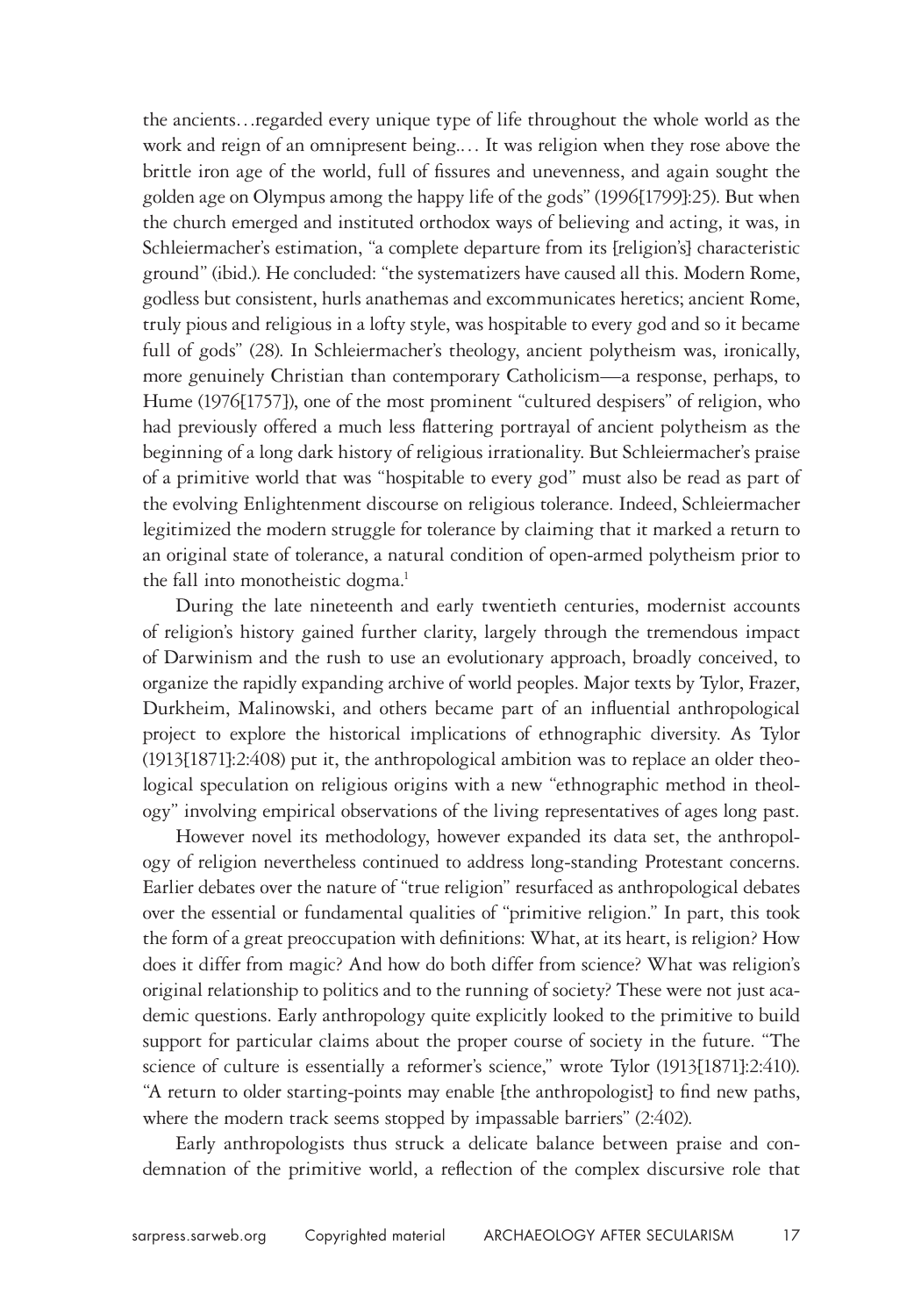the ancients…regarded every unique type of life throughout the whole world as the work and reign of an omnipresent being.… It was religion when they rose above the brittle iron age of the world, full of fissures and unevenness, and again sought the golden age on Olympus among the happy life of the gods" (1996[1799]:25). But when the church emerged and instituted orthodox ways of believing and acting, it was, in Schleiermacher's estimation, "a complete departure from its [religion's] characteristic ground" (ibid.). He concluded: "the systematizers have caused all this. Modern Rome, godless but consistent, hurls anathemas and excommunicates heretics; ancient Rome, truly pious and religious in a lofty style, was hospitable to every god and so it became full of gods" (28). In Schleiermacher's theology, ancient polytheism was, ironically, more genuinely Christian than contemporary Catholicism—a response, perhaps, to Hume (1976[1757]), one of the most prominent "cultured despisers" of religion, who had previously offered a much less flattering portrayal of ancient polytheism as the beginning of a long dark history of religious irrationality. But Schleiermacher's praise of a primitive world that was "hospitable to every god" must also be read as part of the evolving Enlightenment discourse on religious tolerance. Indeed, Schleiermacher legitimized the modern struggle for tolerance by claiming that it marked a return to an original state of tolerance, a natural condition of open-armed polytheism prior to the fall into monotheistic dogma.[1]

During the late nineteenth and early twentieth centuries, modernist accounts of religion's history gained further clarity, largely through the tremendous impact of Darwinism and the rush to use an evolutionary approach, broadly conceived, to organize the rapidly expanding archive of world peoples. Major texts by Tylor, Frazer, Durkheim, Malinowski, and others became part of an influential anthropological project to explore the historical implications of ethnographic diversity. As Tylor (1913[1871]:2:408) put it, the anthropological ambition was to replace an older theological speculation on religious origins with a new "ethnographic method in theology" involving empirical observations of the living representatives of ages long past.

However novel its methodology, however expanded its data set, the anthropology of religion nevertheless continued to address long-standing Protestant concerns. Earlier debates over the nature of "true religion" resurfaced as anthropological debates over the essential or fundamental qualities of "primitive religion." In part, this took the form of a great preoccupation with definitions: What, at its heart, is religion? How does it differ from magic? And how do both differ from science? What was religion's original relationship to politics and to the running of society? These were not just academic questions. Early anthropology quite explicitly looked to the primitive to build support for particular claims about the proper course of society in the future. "The science of culture is essentially a reformer's science," wrote Tylor (1913[1871]:2:410). "A return to older starting-points may enable [the anthropologist] to find new paths, where the modern track seems stopped by impassable barriers" (2:402).

Early anthropologists thus struck a delicate balance between praise and condemnation of the primitive world, a reflection of the complex discursive role that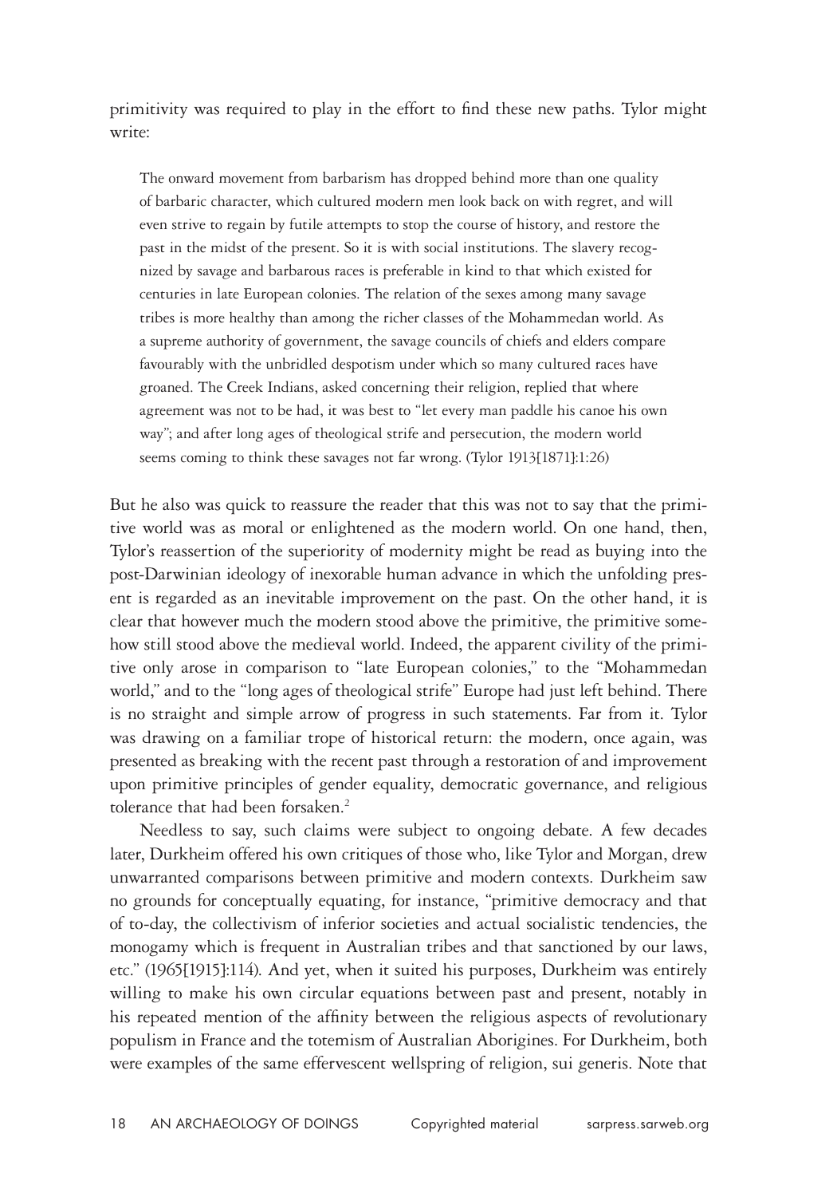primitivity was required to play in the effort to find these new paths. Tylor might write:

> The onward movement from barbarism has dropped behind more than one quality of barbaric character, which cultured modern men look back on with regret, and will even strive to regain by futile attempts to stop the course of history, and restore the past in the midst of the present. So it is with social institutions. The slavery recognized by savage and barbarous races is preferable in kind to that which existed for centuries in late European colonies. The relation of the sexes among many savage tribes is more healthy than among the richer classes of the Mohammedan world. As a supreme authority of government, the savage councils of chiefs and elders compare favourably with the unbridled despotism under which so many cultured races have groaned. The Creek Indians, asked concerning their religion, replied that where agreement was not to be had, it was best to "let every man paddle his canoe his own way"; and after long ages of theological strife and persecution, the modern world seems coming to think these savages not far wrong. (Tylor 1913[1871]:1:26)

But he also was quick to reassure the reader that this was not to say that the primitive world was as moral or enlightened as the modern world. On one hand, then, Tylor's reassertion of the superiority of modernity might be read as buying into the post-Darwinian ideology of inexorable human advance in which the unfolding present is regarded as an inevitable improvement on the past. On the other hand, it is clear that however much the modern stood above the primitive, the primitive somehow still stood above the medieval world. Indeed, the apparent civility of the primitive only arose in comparison to "late European colonies," to the "Mohammedan world," and to the "long ages of theological strife" Europe had just left behind. There is no straight and simple arrow of progress in such statements. Far from it. Tylor was drawing on a familiar trope of historical return: the modern, once again, was presented as breaking with the recent past through a restoration of and improvement upon primitive principles of gender equality, democratic governance, and religious tolerance that had been forsaken.[2]

Needless to say, such claims were subject to ongoing debate. A few decades later, Durkheim offered his own critiques of those who, like Tylor and Morgan, drew unwarranted comparisons between primitive and modern contexts. Durkheim saw no grounds for conceptually equating, for instance, "primitive democracy and that of to-day, the collectivism of inferior societies and actual socialistic tendencies, the monogamy which is frequent in Australian tribes and that sanctioned by our laws, etc." (1965[1915]:114). And yet, when it suited his purposes, Durkheim was entirely willing to make his own circular equations between past and present, notably in his repeated mention of the affinity between the religious aspects of revolutionary populism in France and the totemism of Australian Aborigines. For Durkheim, both were examples of the same effervescent wellspring of religion, sui generis. Note that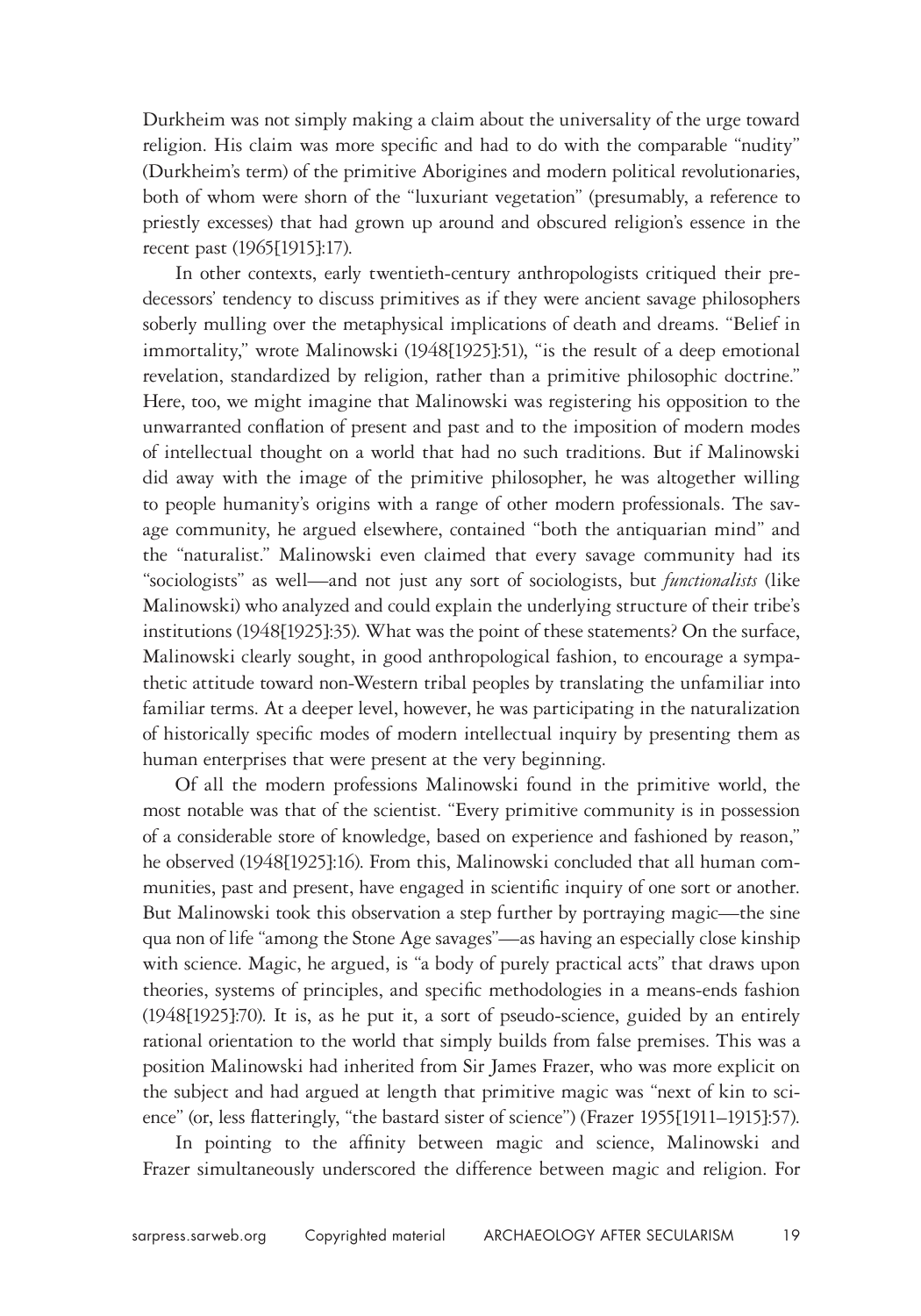Durkheim was not simply making a claim about the universality of the urge toward religion. His claim was more specific and had to do with the comparable "nudity" (Durkheim's term) of the primitive Aborigines and modern political revolutionaries, both of whom were shorn of the "luxuriant vegetation" (presumably, a reference to priestly excesses) that had grown up around and obscured religion's essence in the recent past (1965[1915]:17).

In other contexts, early twentieth-century anthropologists critiqued their predecessors' tendency to discuss primitives as if they were ancient savage philosophers soberly mulling over the metaphysical implications of death and dreams. "Belief in immortality," wrote Malinowski (1948[1925]:51), "is the result of a deep emotional revelation, standardized by religion, rather than a primitive philosophic doctrine." Here, too, we might imagine that Malinowski was registering his opposition to the unwarranted conflation of present and past and to the imposition of modern modes of intellectual thought on a world that had no such traditions. But if Malinowski did away with the image of the primitive philosopher, he was altogether willing to people humanity's origins with a range of other modern professionals. The savage community, he argued elsewhere, contained "both the antiquarian mind" and the "naturalist." Malinowski even claimed that every savage community had its "sociologists" as well—and not just any sort of sociologists, but *functionalists* (like Malinowski) who analyzed and could explain the underlying structure of their tribe's institutions (1948[1925]:35). What was the point of these statements? On the surface, Malinowski clearly sought, in good anthropological fashion, to encourage a sympathetic attitude toward non-Western tribal peoples by translating the unfamiliar into familiar terms. At a deeper level, however, he was participating in the naturalization of historically specific modes of modern intellectual inquiry by presenting them as human enterprises that were present at the very beginning.

Of all the modern professions Malinowski found in the primitive world, the most notable was that of the scientist. "Every primitive community is in possession of a considerable store of knowledge, based on experience and fashioned by reason," he observed (1948[1925]:16). From this, Malinowski concluded that all human communities, past and present, have engaged in scientific inquiry of one sort or another. But Malinowski took this observation a step further by portraying magic—the sine qua non of life "among the Stone Age savages"—as having an especially close kinship with science. Magic, he argued, is "a body of purely practical acts" that draws upon theories, systems of principles, and specific methodologies in a means-ends fashion (1948[1925]:70). It is, as he put it, a sort of pseudo-science, guided by an entirely rational orientation to the world that simply builds from false premises. This was a position Malinowski had inherited from Sir James Frazer, who was more explicit on the subject and had argued at length that primitive magic was "next of kin to science" (or, less flatteringly, "the bastard sister of science") (Frazer 1955[1911–1915]:57).

In pointing to the affinity between magic and science, Malinowski and Frazer simultaneously underscored the difference between magic and religion. For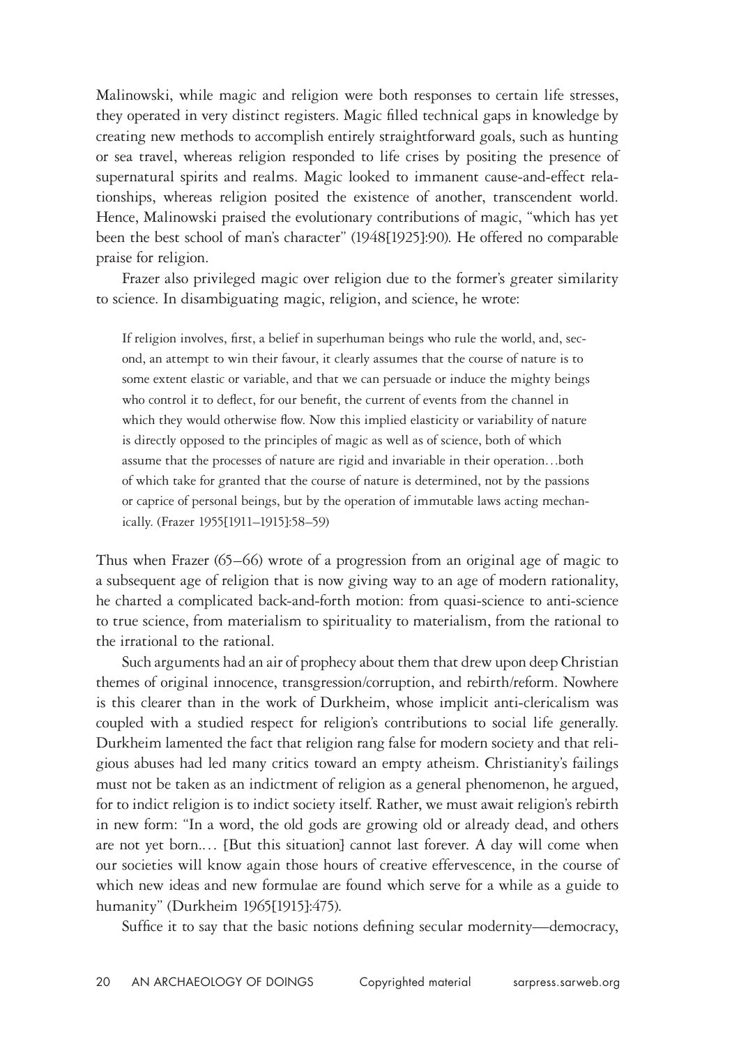Malinowski, while magic and religion were both responses to certain life stresses, they operated in very distinct registers. Magic filled technical gaps in knowledge by creating new methods to accomplish entirely straightforward goals, such as hunting or sea travel, whereas religion responded to life crises by positing the presence of supernatural spirits and realms. Magic looked to immanent cause-and-effect relationships, whereas religion posited the existence of another, transcendent world. Hence, Malinowski praised the evolutionary contributions of magic, "which has yet been the best school of man's character" (1948[1925]:90). He offered no comparable praise for religion.

Frazer also privileged magic over religion due to the former's greater similarity to science. In disambiguating magic, religion, and science, he wrote:

> If religion involves, first, a belief in superhuman beings who rule the world, and, second, an attempt to win their favour, it clearly assumes that the course of nature is to some extent elastic or variable, and that we can persuade or induce the mighty beings who control it to deflect, for our benefit, the current of events from the channel in which they would otherwise flow. Now this implied elasticity or variability of nature is directly opposed to the principles of magic as well as of science, both of which assume that the processes of nature are rigid and invariable in their operation…both of which take for granted that the course of nature is determined, not by the passions or caprice of personal beings, but by the operation of immutable laws acting mechanically. (Frazer 1955[1911–1915]:58–59)

Thus when Frazer (65–66) wrote of a progression from an original age of magic to a subsequent age of religion that is now giving way to an age of modern rationality, he charted a complicated back-and-forth motion: from quasi-science to anti-science to true science, from materialism to spirituality to materialism, from the rational to the irrational to the rational.

Such arguments had an air of prophecy about them that drew upon deep Christian themes of original innocence, transgression/corruption, and rebirth/reform. Nowhere is this clearer than in the work of Durkheim, whose implicit anti-clericalism was coupled with a studied respect for religion's contributions to social life generally. Durkheim lamented the fact that religion rang false for modern society and that religious abuses had led many critics toward an empty atheism. Christianity's failings must not be taken as an indictment of religion as a general phenomenon, he argued, for to indict religion is to indict society itself. Rather, we must await religion's rebirth in new form: "In a word, the old gods are growing old or already dead, and others are not yet born.… [But this situation] cannot last forever. A day will come when our societies will know again those hours of creative effervescence, in the course of which new ideas and new formulae are found which serve for a while as a guide to humanity" (Durkheim 1965[1915]:475).

Suffice it to say that the basic notions defining secular modernity—democracy,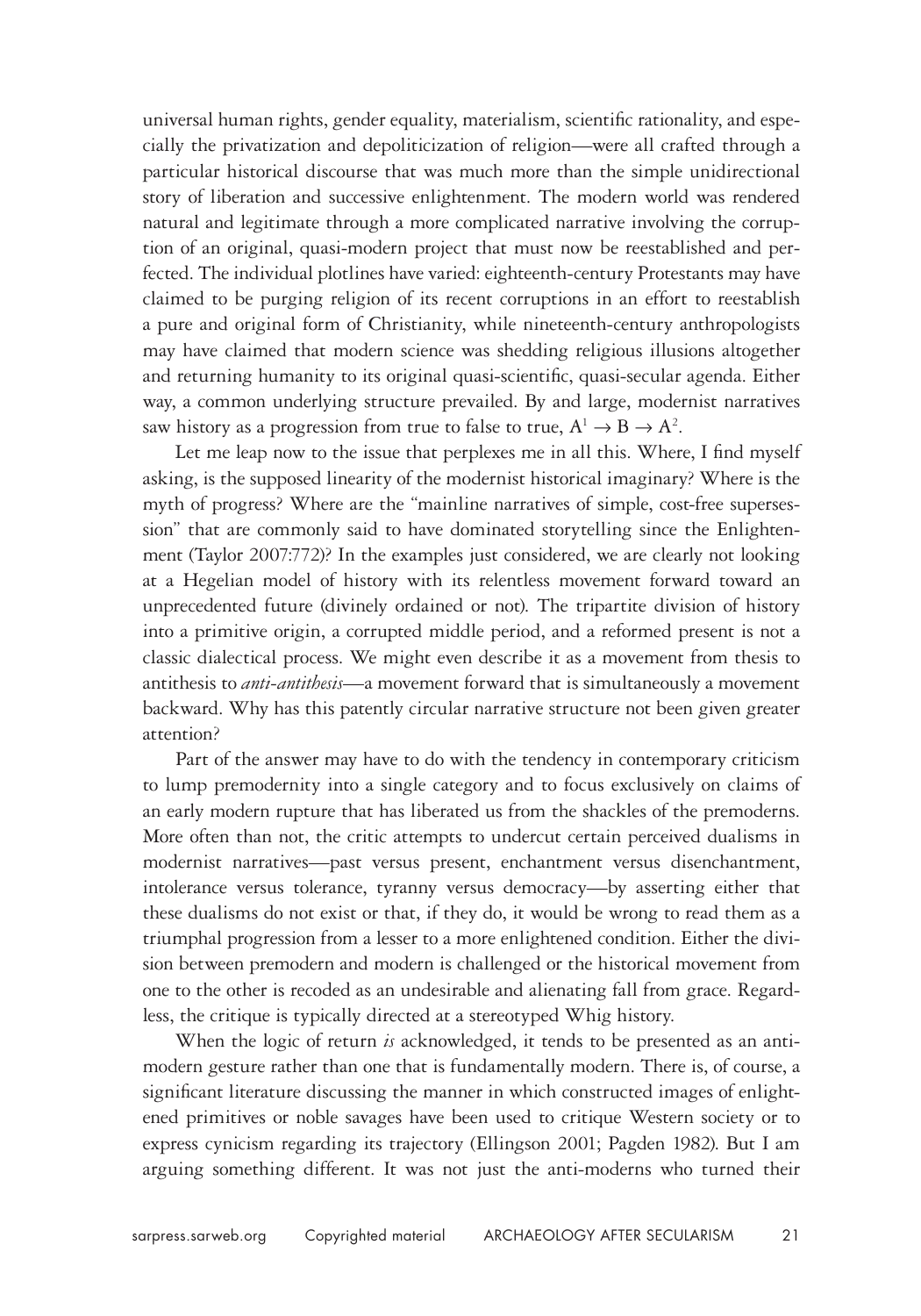universal human rights, gender equality, materialism, scientific rationality, and especially the privatization and depoliticization of religion—were all crafted through a particular historical discourse that was much more than the simple unidirectional story of liberation and successive enlightenment. The modern world was rendered natural and legitimate through a more complicated narrative involving the corruption of an original, quasi-modern project that must now be reestablished and perfected. The individual plotlines have varied: eighteenth-century Protestants may have claimed to be purging religion of its recent corruptions in an effort to reestablish a pure and original form of Christianity, while nineteenth-century anthropologists may have claimed that modern science was shedding religious illusions altogether and returning humanity to its original quasi-scientific, quasi-secular agenda. Either way, a common underlying structure prevailed. By and large, modernist narratives saw history as a progression from true to false to true, $A^1 \rightarrow B \rightarrow A^2$.

Let me leap now to the issue that perplexes me in all this. Where, I find myself asking, is the supposed linearity of the modernist historical imaginary? Where is the myth of progress? Where are the "mainline narratives of simple, cost-free supersession" that are commonly said to have dominated storytelling since the Enlightenment (Taylor 2007:772)? In the examples just considered, we are clearly not looking at a Hegelian model of history with its relentless movement forward toward an unprecedented future (divinely ordained or not). The tripartite division of history into a primitive origin, a corrupted middle period, and a reformed present is not a classic dialectical process. We might even describe it as a movement from thesis to antithesis to *anti-antithesis*—a movement forward that is simultaneously a movement backward. Why has this patently circular narrative structure not been given greater attention?

Part of the answer may have to do with the tendency in contemporary criticism to lump premodernity into a single category and to focus exclusively on claims of an early modern rupture that has liberated us from the shackles of the premoderns. More often than not, the critic attempts to undercut certain perceived dualisms in modernist narratives—past versus present, enchantment versus disenchantment, intolerance versus tolerance, tyranny versus democracy—by asserting either that these dualisms do not exist or that, if they do, it would be wrong to read them as a triumphal progression from a lesser to a more enlightened condition. Either the division between premodern and modern is challenged or the historical movement from one to the other is recoded as an undesirable and alienating fall from grace. Regardless, the critique is typically directed at a stereotyped Whig history.

When the logic of return *is* acknowledged, it tends to be presented as an anti-modern gesture rather than one that is fundamentally modern. There is, of course, a significant literature discussing the manner in which constructed images of enlightened primitives or noble savages have been used to critique Western society or to express cynicism regarding its trajectory (Ellingson 2001; Pagden 1982). But I am arguing something different. It was not just the anti-moderns who turned their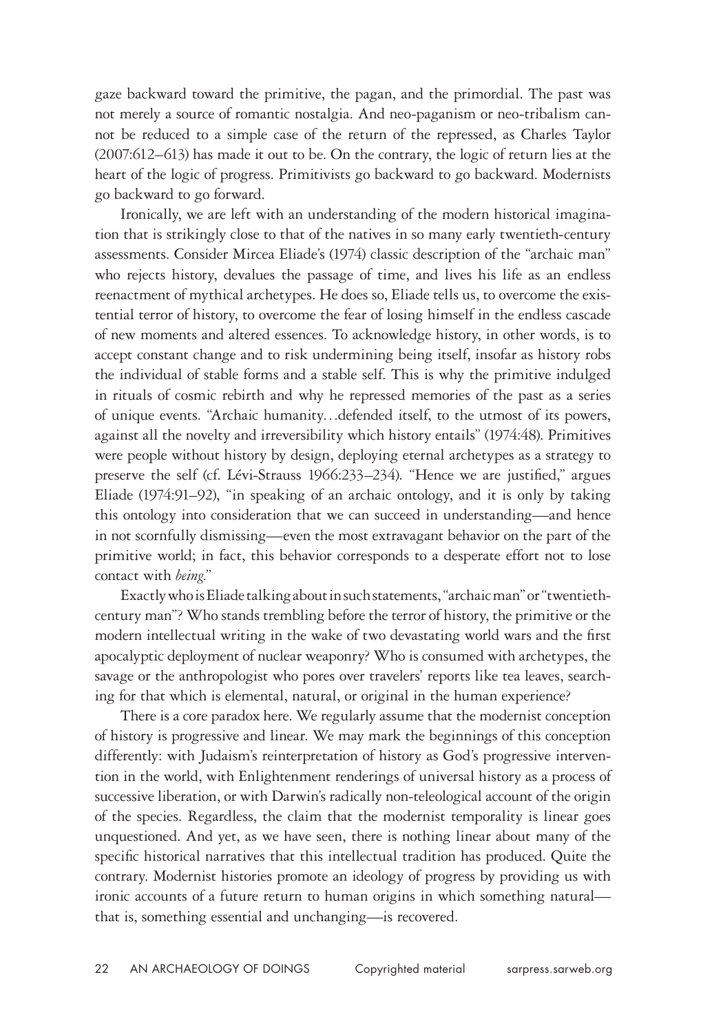gaze backward toward the primitive, the pagan, and the primordial. The past was not merely a source of romantic nostalgia. And neo-paganism or neo-tribalism cannot be reduced to a simple case of the return of the repressed, as Charles Taylor (2007:612–613) has made it out to be. On the contrary, the logic of return lies at the heart of the logic of progress. Primitivists go backward to go backward. Modernists go backward to go forward.

Ironically, we are left with an understanding of the modern historical imagination that is strikingly close to that of the natives in so many early twentieth-century assessments. Consider Mircea Eliade's (1974) classic description of the "archaic man" who rejects history, devalues the passage of time, and lives his life as an endless reenactment of mythical archetypes. He does so, Eliade tells us, to overcome the existential terror of history, to overcome the fear of losing himself in the endless cascade of new moments and altered essences. To acknowledge history, in other words, is to accept constant change and to risk undermining being itself, insofar as history robs the individual of stable forms and a stable self. This is why the primitive indulged in rituals of cosmic rebirth and why he repressed memories of the past as a series of unique events. "Archaic humanity…defended itself, to the utmost of its powers, against all the novelty and irreversibility which history entails" (1974:48). Primitives were people without history by design, deploying eternal archetypes as a strategy to preserve the self (cf. Lévi-Strauss 1966:233–234). "Hence we are justified," argues Eliade (1974:91–92), "in speaking of an archaic ontology, and it is only by taking this ontology into consideration that we can succeed in understanding—and hence in not scornfully dismissing—even the most extravagant behavior on the part of the primitive world; in fact, this behavior corresponds to a desperate effort not to lose contact with *being*."

Exactly who is Eliade talking about in such statements, "archaic man" or "twentieth-century man"? Who stands trembling before the terror of history, the primitive or the modern intellectual writing in the wake of two devastating world wars and the first apocalyptic deployment of nuclear weaponry? Who is consumed with archetypes, the savage or the anthropologist who pores over travelers' reports like tea leaves, searching for that which is elemental, natural, or original in the human experience?

There is a core paradox here. We regularly assume that the modernist conception of history is progressive and linear. We may mark the beginnings of this conception differently: with Judaism's reinterpretation of history as God's progressive intervention in the world, with Enlightenment renderings of universal history as a process of successive liberation, or with Darwin's radically non-teleological account of the origin of the species. Regardless, the claim that the modernist temporality is linear goes unquestioned. And yet, as we have seen, there is nothing linear about many of the specific historical narratives that this intellectual tradition has produced. Quite the contrary. Modernist histories promote an ideology of progress by providing us with ironic accounts of a future return to human origins in which something natural—that is, something essential and unchanging—is recovered.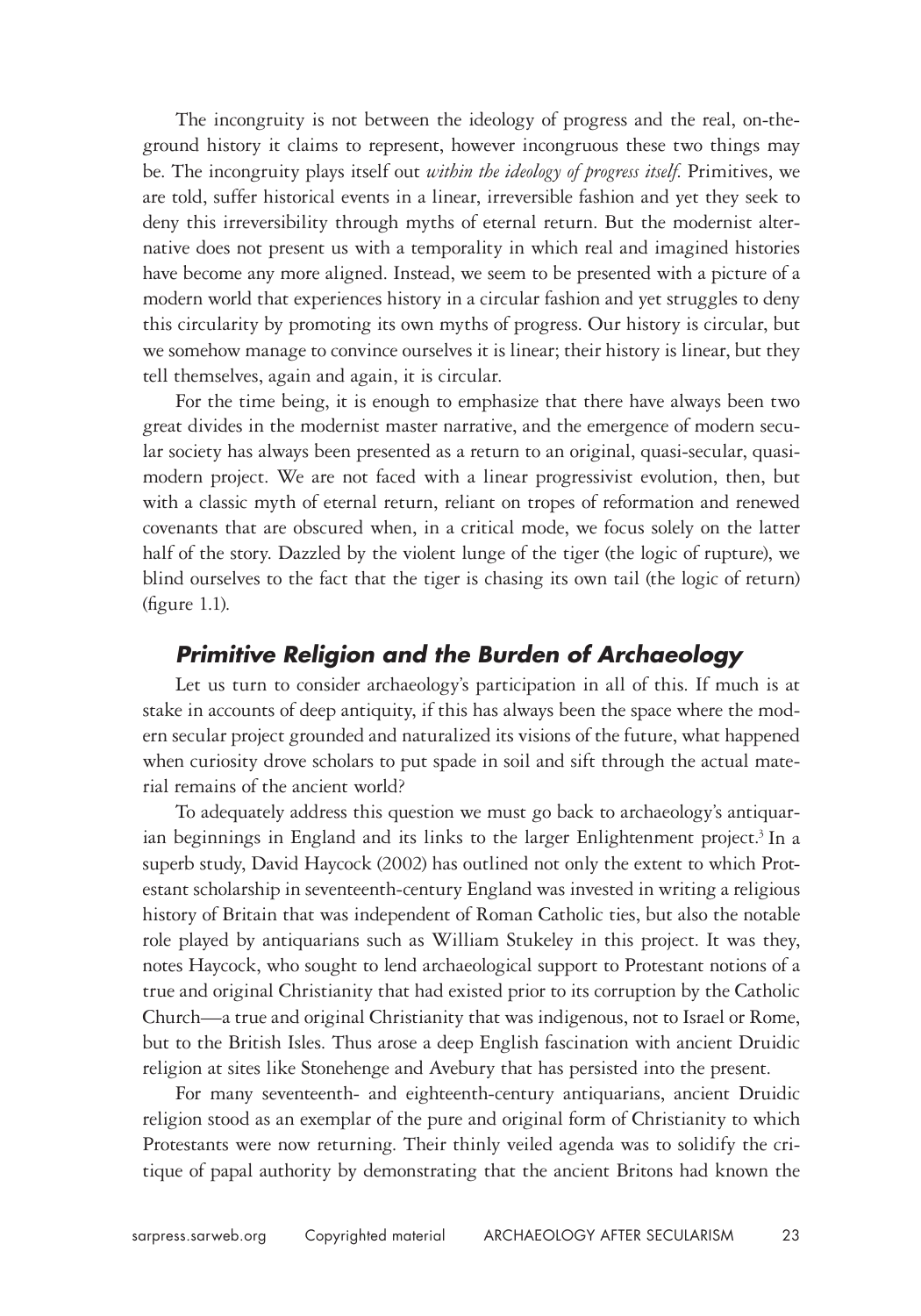The incongruity is not between the ideology of progress and the real, on-the-ground history it claims to represent, however incongruous these two things may be. The incongruity plays itself out *within the ideology of progress itself.* Primitives, we are told, suffer historical events in a linear, irreversible fashion and yet they seek to deny this irreversibility through myths of eternal return. But the modernist alternative does not present us with a temporality in which real and imagined histories have become any more aligned. Instead, we seem to be presented with a picture of a modern world that experiences history in a circular fashion and yet struggles to deny this circularity by promoting its own myths of progress. Our history is circular, but we somehow manage to convince ourselves it is linear; their history is linear, but they tell themselves, again and again, it is circular.

For the time being, it is enough to emphasize that there have always been two great divides in the modernist master narrative, and the emergence of modern secular society has always been presented as a return to an original, quasi-secular, quasi-modern project. We are not faced with a linear progressivist evolution, then, but with a classic myth of eternal return, reliant on tropes of reformation and renewed covenants that are obscured when, in a critical mode, we focus solely on the latter half of the story. Dazzled by the violent lunge of the tiger (the logic of rupture), we blind ourselves to the fact that the tiger is chasing its own tail (the logic of return) (figure 1.1).

## *Primitive Religion and the Burden of Archaeology*

Let us turn to consider archaeology's participation in all of this. If much is at stake in accounts of deep antiquity, if this has always been the space where the modern secular project grounded and naturalized its visions of the future, what happened when curiosity drove scholars to put spade in soil and sift through the actual material remains of the ancient world?

To adequately address this question we must go back to archaeology's antiquarian beginnings in England and its links to the larger Enlightenment project.[3] In a superb study, David Haycock (2002) has outlined not only the extent to which Protestant scholarship in seventeenth-century England was invested in writing a religious history of Britain that was independent of Roman Catholic ties, but also the notable role played by antiquarians such as William Stukeley in this project. It was they, notes Haycock, who sought to lend archaeological support to Protestant notions of a true and original Christianity that had existed prior to its corruption by the Catholic Church—a true and original Christianity that was indigenous, not to Israel or Rome, but to the British Isles. Thus arose a deep English fascination with ancient Druidic religion at sites like Stonehenge and Avebury that has persisted into the present.

For many seventeenth- and eighteenth-century antiquarians, ancient Druidic religion stood as an exemplar of the pure and original form of Christianity to which Protestants were now returning. Their thinly veiled agenda was to solidify the critique of papal authority by demonstrating that the ancient Britons had known the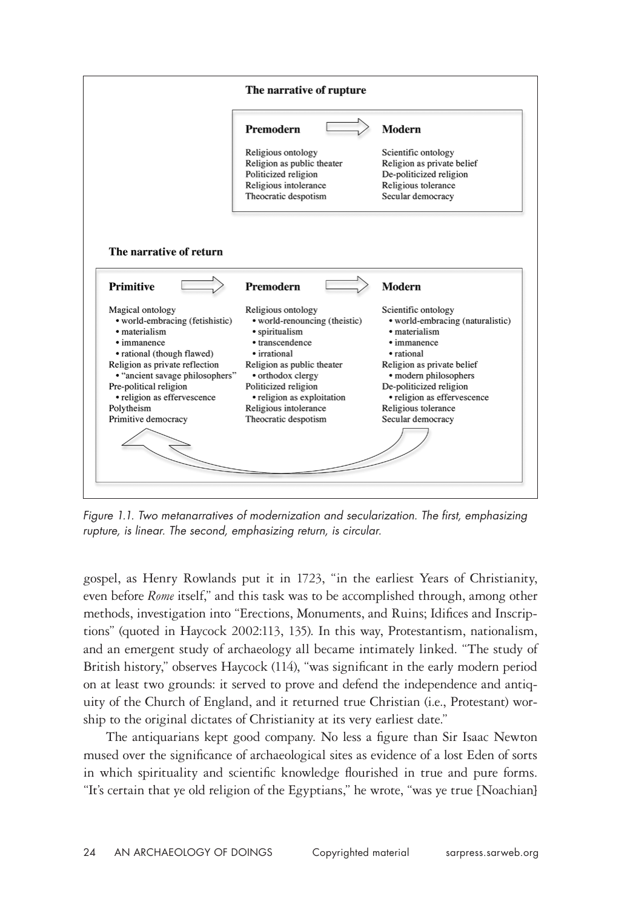**The narrative of rupture**

| Premodern | ⟹ | Modern |
|---|---|---|
| Religious ontology | | Scientific ontology |
| Religion as public theater | | Religion as private belief |
| Politicized religion | | De-politicized religion |
| Religious intolerance | | Religious tolerance |
| Theocratic despotism | | Secular democracy |

**The narrative of return**

| Primitive | Premodern | Modern |
|---|---|---|
| Magical ontology | Religious ontology | Scientific ontology |
| • world-embracing (fetishistic) | • world-renouncing (theistic) | • world-embracing (naturalistic) |
| • materialism | • spiritualism | • materialism |
| • immanence | • transcendence | • immanence |
| • rational (though flawed) | • irrational | • rational |
| Religion as private reflection | Religion as public theater | Religion as private belief |
| • "ancient savage philosophers" | • orthodox clergy | • modern philosophers |
| Pre-political religion | Politicized religion | De-politicized religion |
| • religion as effervescence | • religion as exploitation | • religion as effervescence |
| Polytheism | Religious intolerance | Religious tolerance |
| Primitive democracy | Theocratic despotism | Secular democracy |

*Figure 1.1. Two metanarratives of modernization and secularization. The first, emphasizing rupture, is linear. The second, emphasizing return, is circular.*

gospel, as Henry Rowlands put it in 1723, "in the earliest Years of Christianity, even before *Rome* itself," and this task was to be accomplished through, among other methods, investigation into "Erections, Monuments, and Ruins; Idifices and Inscriptions" (quoted in Haycock 2002:113, 135). In this way, Protestantism, nationalism, and an emergent study of archaeology all became intimately linked. "The study of British history," observes Haycock (114), "was significant in the early modern period on at least two grounds: it served to prove and defend the independence and antiquity of the Church of England, and it returned true Christian (i.e., Protestant) worship to the original dictates of Christianity at its very earliest date."

The antiquarians kept good company. No less a figure than Sir Isaac Newton mused over the significance of archaeological sites as evidence of a lost Eden of sorts in which spirituality and scientific knowledge flourished in true and pure forms. "It's certain that ye old religion of the Egyptians," he wrote, "was ye true [Noachian]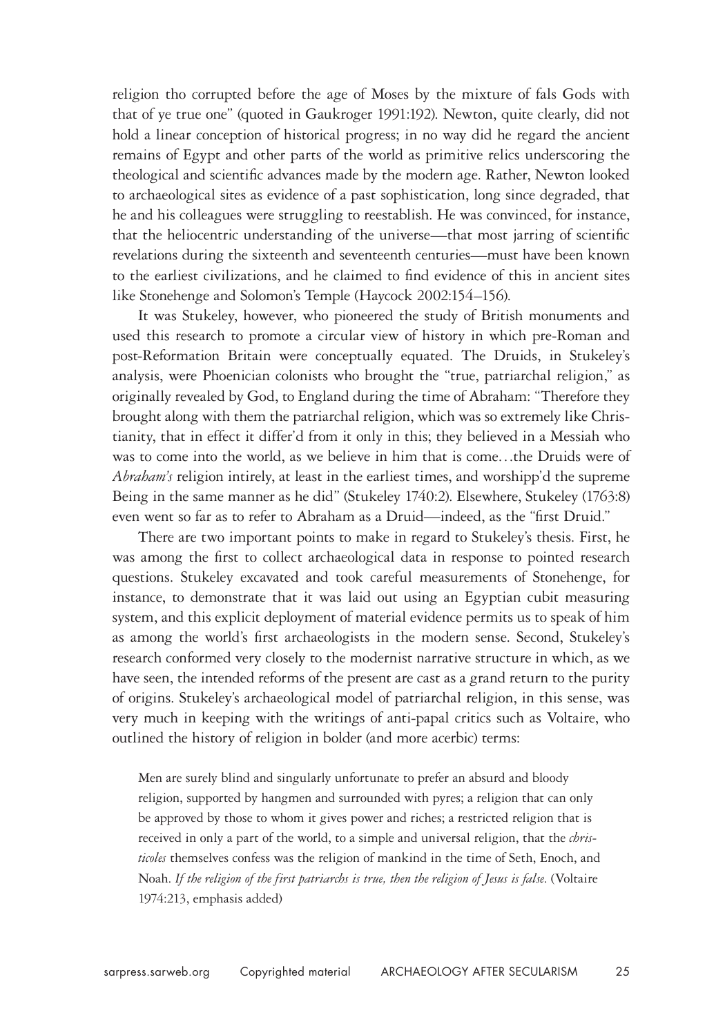religion tho corrupted before the age of Moses by the mixture of fals Gods with that of ye true one" (quoted in Gaukroger 1991:192). Newton, quite clearly, did not hold a linear conception of historical progress; in no way did he regard the ancient remains of Egypt and other parts of the world as primitive relics underscoring the theological and scientific advances made by the modern age. Rather, Newton looked to archaeological sites as evidence of a past sophistication, long since degraded, that he and his colleagues were struggling to reestablish. He was convinced, for instance, that the heliocentric understanding of the universe—that most jarring of scientific revelations during the sixteenth and seventeenth centuries—must have been known to the earliest civilizations, and he claimed to find evidence of this in ancient sites like Stonehenge and Solomon's Temple (Haycock 2002:154–156).

It was Stukeley, however, who pioneered the study of British monuments and used this research to promote a circular view of history in which pre-Roman and post-Reformation Britain were conceptually equated. The Druids, in Stukeley's analysis, were Phoenician colonists who brought the "true, patriarchal religion," as originally revealed by God, to England during the time of Abraham: "Therefore they brought along with them the patriarchal religion, which was so extremely like Christianity, that in effect it differ'd from it only in this; they believed in a Messiah who was to come into the world, as we believe in him that is come…the Druids were of *Abraham's* religion intirely, at least in the earliest times, and worshipp'd the supreme Being in the same manner as he did" (Stukeley 1740:2). Elsewhere, Stukeley (1763:8) even went so far as to refer to Abraham as a Druid—indeed, as the "first Druid."

There are two important points to make in regard to Stukeley's thesis. First, he was among the first to collect archaeological data in response to pointed research questions. Stukeley excavated and took careful measurements of Stonehenge, for instance, to demonstrate that it was laid out using an Egyptian cubit measuring system, and this explicit deployment of material evidence permits us to speak of him as among the world's first archaeologists in the modern sense. Second, Stukeley's research conformed very closely to the modernist narrative structure in which, as we have seen, the intended reforms of the present are cast as a grand return to the purity of origins. Stukeley's archaeological model of patriarchal religion, in this sense, was very much in keeping with the writings of anti-papal critics such as Voltaire, who outlined the history of religion in bolder (and more acerbic) terms:

> Men are surely blind and singularly unfortunate to prefer an absurd and bloody religion, supported by hangmen and surrounded with pyres; a religion that can only be approved by those to whom it gives power and riches; a restricted religion that is received in only a part of the world, to a simple and universal religion, that the *christicoles* themselves confess was the religion of mankind in the time of Seth, Enoch, and Noah. *If the religion of the first patriarchs is true, then the religion of Jesus is false.* (Voltaire 1974:213, emphasis added)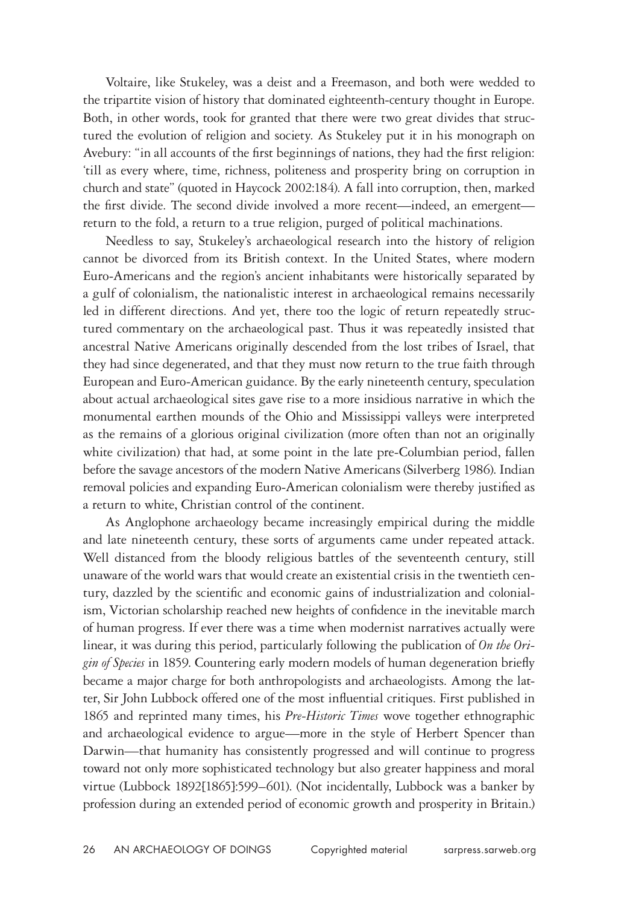Voltaire, like Stukeley, was a deist and a Freemason, and both were wedded to the tripartite vision of history that dominated eighteenth-century thought in Europe. Both, in other words, took for granted that there were two great divides that structured the evolution of religion and society. As Stukeley put it in his monograph on Avebury: "in all accounts of the first beginnings of nations, they had the first religion: 'till as every where, time, richness, politeness and prosperity bring on corruption in church and state" (quoted in Haycock 2002:184). A fall into corruption, then, marked the first divide. The second divide involved a more recent—indeed, an emergent—return to the fold, a return to a true religion, purged of political machinations.

Needless to say, Stukeley's archaeological research into the history of religion cannot be divorced from its British context. In the United States, where modern Euro-Americans and the region's ancient inhabitants were historically separated by a gulf of colonialism, the nationalistic interest in archaeological remains necessarily led in different directions. And yet, there too the logic of return repeatedly structured commentary on the archaeological past. Thus it was repeatedly insisted that ancestral Native Americans originally descended from the lost tribes of Israel, that they had since degenerated, and that they must now return to the true faith through European and Euro-American guidance. By the early nineteenth century, speculation about actual archaeological sites gave rise to a more insidious narrative in which the monumental earthen mounds of the Ohio and Mississippi valleys were interpreted as the remains of a glorious original civilization (more often than not an originally white civilization) that had, at some point in the late pre-Columbian period, fallen before the savage ancestors of the modern Native Americans (Silverberg 1986). Indian removal policies and expanding Euro-American colonialism were thereby justified as a return to white, Christian control of the continent.

As Anglophone archaeology became increasingly empirical during the middle and late nineteenth century, these sorts of arguments came under repeated attack. Well distanced from the bloody religious battles of the seventeenth century, still unaware of the world wars that would create an existential crisis in the twentieth century, dazzled by the scientific and economic gains of industrialization and colonialism, Victorian scholarship reached new heights of confidence in the inevitable march of human progress. If ever there was a time when modernist narratives actually were linear, it was during this period, particularly following the publication of *On the Origin of Species* in 1859. Countering early modern models of human degeneration briefly became a major charge for both anthropologists and archaeologists. Among the latter, Sir John Lubbock offered one of the most influential critiques. First published in 1865 and reprinted many times, his *Pre-Historic Times* wove together ethnographic and archaeological evidence to argue—more in the style of Herbert Spencer than Darwin—that humanity has consistently progressed and will continue to progress toward not only more sophisticated technology but also greater happiness and moral virtue (Lubbock 1892[1865]:599–601). (Not incidentally, Lubbock was a banker by profession during an extended period of economic growth and prosperity in Britain.)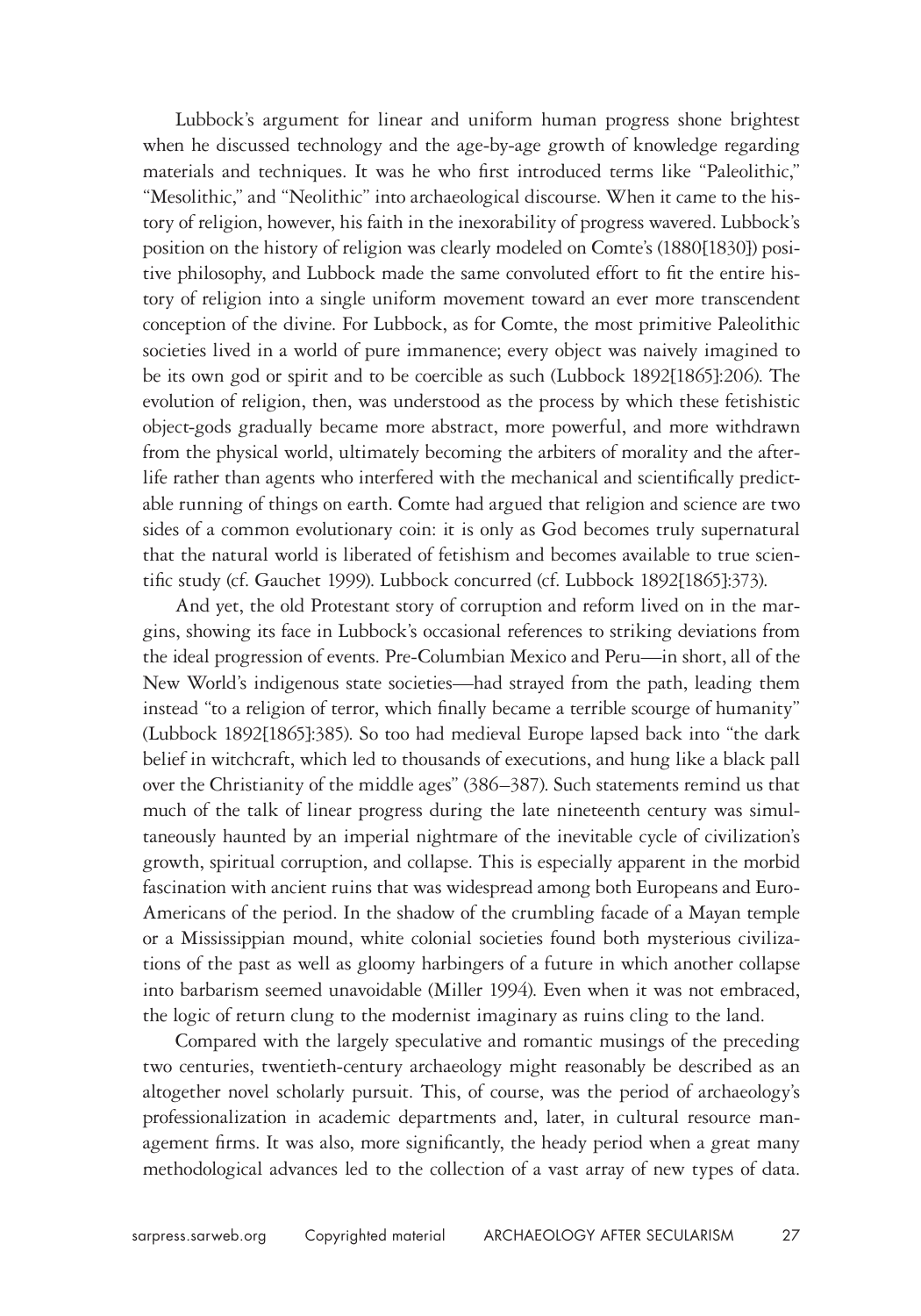Lubbock's argument for linear and uniform human progress shone brightest when he discussed technology and the age-by-age growth of knowledge regarding materials and techniques. It was he who first introduced terms like "Paleolithic," "Mesolithic," and "Neolithic" into archaeological discourse. When it came to the history of religion, however, his faith in the inexorability of progress wavered. Lubbock's position on the history of religion was clearly modeled on Comte's (1880[1830]) positive philosophy, and Lubbock made the same convoluted effort to fit the entire history of religion into a single uniform movement toward an ever more transcendent conception of the divine. For Lubbock, as for Comte, the most primitive Paleolithic societies lived in a world of pure immanence; every object was naively imagined to be its own god or spirit and to be coercible as such (Lubbock 1892[1865]:206). The evolution of religion, then, was understood as the process by which these fetishistic object-gods gradually became more abstract, more powerful, and more withdrawn from the physical world, ultimately becoming the arbiters of morality and the afterlife rather than agents who interfered with the mechanical and scientifically predictable running of things on earth. Comte had argued that religion and science are two sides of a common evolutionary coin: it is only as God becomes truly supernatural that the natural world is liberated of fetishism and becomes available to true scientific study (cf. Gauchet 1999). Lubbock concurred (cf. Lubbock 1892[1865]:373).

And yet, the old Protestant story of corruption and reform lived on in the margins, showing its face in Lubbock's occasional references to striking deviations from the ideal progression of events. Pre-Columbian Mexico and Peru—in short, all of the New World's indigenous state societies—had strayed from the path, leading them instead "to a religion of terror, which finally became a terrible scourge of humanity" (Lubbock 1892[1865]:385). So too had medieval Europe lapsed back into "the dark belief in witchcraft, which led to thousands of executions, and hung like a black pall over the Christianity of the middle ages" (386–387). Such statements remind us that much of the talk of linear progress during the late nineteenth century was simultaneously haunted by an imperial nightmare of the inevitable cycle of civilization's growth, spiritual corruption, and collapse. This is especially apparent in the morbid fascination with ancient ruins that was widespread among both Europeans and Euro-Americans of the period. In the shadow of the crumbling facade of a Mayan temple or a Mississippian mound, white colonial societies found both mysterious civilizations of the past as well as gloomy harbingers of a future in which another collapse into barbarism seemed unavoidable (Miller 1994). Even when it was not embraced, the logic of return clung to the modernist imaginary as ruins cling to the land.

Compared with the largely speculative and romantic musings of the preceding two centuries, twentieth-century archaeology might reasonably be described as an altogether novel scholarly pursuit. This, of course, was the period of archaeology's professionalization in academic departments and, later, in cultural resource management firms. It was also, more significantly, the heady period when a great many methodological advances led to the collection of a vast array of new types of data.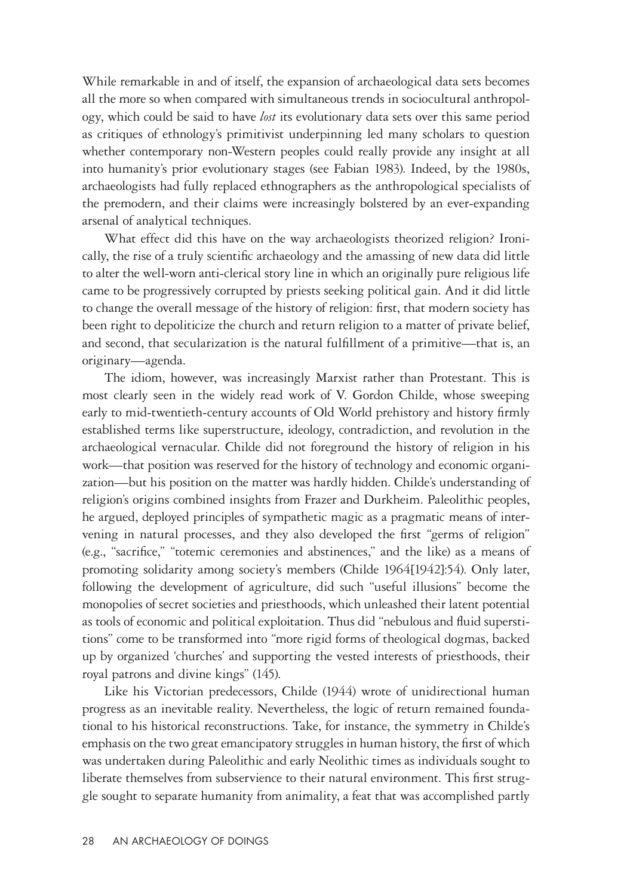While remarkable in and of itself, the expansion of archaeological data sets becomes all the more so when compared with simultaneous trends in sociocultural anthropology, which could be said to have *lost* its evolutionary data sets over this same period as critiques of ethnology's primitivist underpinning led many scholars to question whether contemporary non-Western peoples could really provide any insight at all into humanity's prior evolutionary stages (see Fabian 1983). Indeed, by the 1980s, archaeologists had fully replaced ethnographers as the anthropological specialists of the premodern, and their claims were increasingly bolstered by an ever-expanding arsenal of analytical techniques.

What effect did this have on the way archaeologists theorized religion? Ironically, the rise of a truly scientific archaeology and the amassing of new data did little to alter the well-worn anti-clerical story line in which an originally pure religious life came to be progressively corrupted by priests seeking political gain. And it did little to change the overall message of the history of religion: first, that modern society has been right to depoliticize the church and return religion to a matter of private belief, and second, that secularization is the natural fulfillment of a primitive—that is, an originary—agenda.

The idiom, however, was increasingly Marxist rather than Protestant. This is most clearly seen in the widely read work of V. Gordon Childe, whose sweeping early to mid-twentieth-century accounts of Old World prehistory and history firmly established terms like superstructure, ideology, contradiction, and revolution in the archaeological vernacular. Childe did not foreground the history of religion in his work—that position was reserved for the history of technology and economic organization—but his position on the matter was hardly hidden. Childe's understanding of religion's origins combined insights from Frazer and Durkheim. Paleolithic peoples, he argued, deployed principles of sympathetic magic as a pragmatic means of intervening in natural processes, and they also developed the first "germs of religion" (e.g., "sacrifice," "totemic ceremonies and abstinences," and the like) as a means of promoting solidarity among society's members (Childe 1964[1942]:54). Only later, following the development of agriculture, did such "useful illusions" become the monopolies of secret societies and priesthoods, which unleashed their latent potential as tools of economic and political exploitation. Thus did "nebulous and fluid superstitions" come to be transformed into "more rigid forms of theological dogmas, backed up by organized 'churches' and supporting the vested interests of priesthoods, their royal patrons and divine kings" (145).

Like his Victorian predecessors, Childe (1944) wrote of unidirectional human progress as an inevitable reality. Nevertheless, the logic of return remained foundational to his historical reconstructions. Take, for instance, the symmetry in Childe's emphasis on the two great emancipatory struggles in human history, the first of which was undertaken during Paleolithic and early Neolithic times as individuals sought to liberate themselves from subservience to their natural environment. This first struggle sought to separate humanity from animality, a feat that was accomplished partly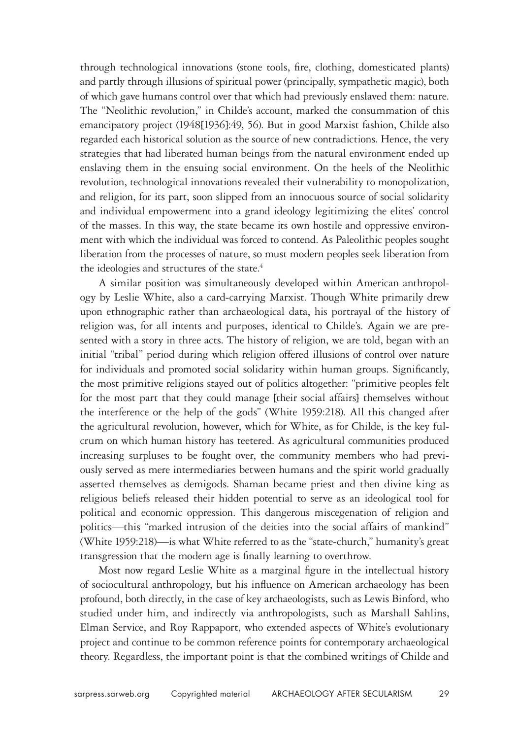through technological innovations (stone tools, fire, clothing, domesticated plants) and partly through illusions of spiritual power (principally, sympathetic magic), both of which gave humans control over that which had previously enslaved them: nature. The "Neolithic revolution," in Childe's account, marked the consummation of this emancipatory project (1948[1936]:49, 56). But in good Marxist fashion, Childe also regarded each historical solution as the source of new contradictions. Hence, the very strategies that had liberated human beings from the natural environment ended up enslaving them in the ensuing social environment. On the heels of the Neolithic revolution, technological innovations revealed their vulnerability to monopolization, and religion, for its part, soon slipped from an innocuous source of social solidarity and individual empowerment into a grand ideology legitimizing the elites' control of the masses. In this way, the state became its own hostile and oppressive environment with which the individual was forced to contend. As Paleolithic peoples sought liberation from the processes of nature, so must modern peoples seek liberation from the ideologies and structures of the state.[4]

A similar position was simultaneously developed within American anthropology by Leslie White, also a card-carrying Marxist. Though White primarily drew upon ethnographic rather than archaeological data, his portrayal of the history of religion was, for all intents and purposes, identical to Childe's. Again we are presented with a story in three acts. The history of religion, we are told, began with an initial "tribal" period during which religion offered illusions of control over nature for individuals and promoted social solidarity within human groups. Significantly, the most primitive religions stayed out of politics altogether: "primitive peoples felt for the most part that they could manage {their social affairs} themselves without the interference or the help of the gods" (White 1959:218). All this changed after the agricultural revolution, however, which for White, as for Childe, is the key fulcrum on which human history has teetered. As agricultural communities produced increasing surpluses to be fought over, the community members who had previously served as mere intermediaries between humans and the spirit world gradually asserted themselves as demigods. Shaman became priest and then divine king as religious beliefs released their hidden potential to serve as an ideological tool for political and economic oppression. This dangerous miscegenation of religion and politics—this "marked intrusion of the deities into the social affairs of mankind" (White 1959:218)—is what White referred to as the "state-church," humanity's great transgression that the modern age is finally learning to overthrow.

Most now regard Leslie White as a marginal figure in the intellectual history of sociocultural anthropology, but his influence on American archaeology has been profound, both directly, in the case of key archaeologists, such as Lewis Binford, who studied under him, and indirectly via anthropologists, such as Marshall Sahlins, Elman Service, and Roy Rappaport, who extended aspects of White's evolutionary project and continue to be common reference points for contemporary archaeological theory. Regardless, the important point is that the combined writings of Childe and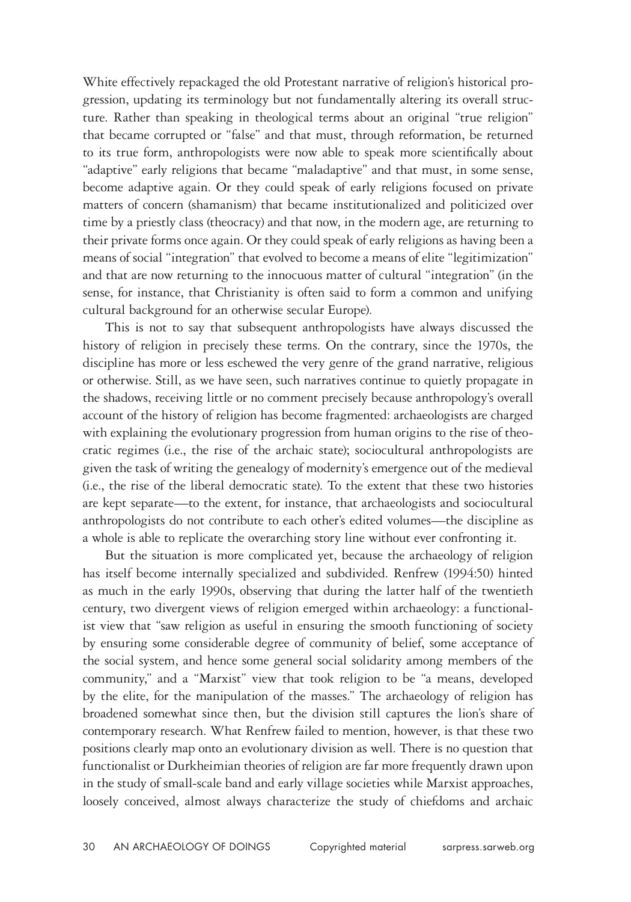White effectively repackaged the old Protestant narrative of religion's historical progression, updating its terminology but not fundamentally altering its overall structure. Rather than speaking in theological terms about an original "true religion" that became corrupted or "false" and that must, through reformation, be returned to its true form, anthropologists were now able to speak more scientifically about "adaptive" early religions that became "maladaptive" and that must, in some sense, become adaptive again. Or they could speak of early religions focused on private matters of concern (shamanism) that became institutionalized and politicized over time by a priestly class (theocracy) and that now, in the modern age, are returning to their private forms once again. Or they could speak of early religions as having been a means of social "integration" that evolved to become a means of elite "legitimization" and that are now returning to the innocuous matter of cultural "integration" (in the sense, for instance, that Christianity is often said to form a common and unifying cultural background for an otherwise secular Europe).

This is not to say that subsequent anthropologists have always discussed the history of religion in precisely these terms. On the contrary, since the 1970s, the discipline has more or less eschewed the very genre of the grand narrative, religious or otherwise. Still, as we have seen, such narratives continue to quietly propagate in the shadows, receiving little or no comment precisely because anthropology's overall account of the history of religion has become fragmented: archaeologists are charged with explaining the evolutionary progression from human origins to the rise of theocratic regimes (i.e., the rise of the archaic state); sociocultural anthropologists are given the task of writing the genealogy of modernity's emergence out of the medieval (i.e., the rise of the liberal democratic state). To the extent that these two histories are kept separate—to the extent, for instance, that archaeologists and sociocultural anthropologists do not contribute to each other's edited volumes—the discipline as a whole is able to replicate the overarching story line without ever confronting it.

But the situation is more complicated yet, because the archaeology of religion has itself become internally specialized and subdivided. Renfrew (1994:50) hinted as much in the early 1990s, observing that during the latter half of the twentieth century, two divergent views of religion emerged within archaeology: a functionalist view that "saw religion as useful in ensuring the smooth functioning of society by ensuring some considerable degree of community of belief, some acceptance of the social system, and hence some general social solidarity among members of the community," and a "Marxist" view that took religion to be "a means, developed by the elite, for the manipulation of the masses." The archaeology of religion has broadened somewhat since then, but the division still captures the lion's share of contemporary research. What Renfrew failed to mention, however, is that these two positions clearly map onto an evolutionary division as well. There is no question that functionalist or Durkheimian theories of religion are far more frequently drawn upon in the study of small-scale band and early village societies while Marxist approaches, loosely conceived, almost always characterize the study of chiefdoms and archaic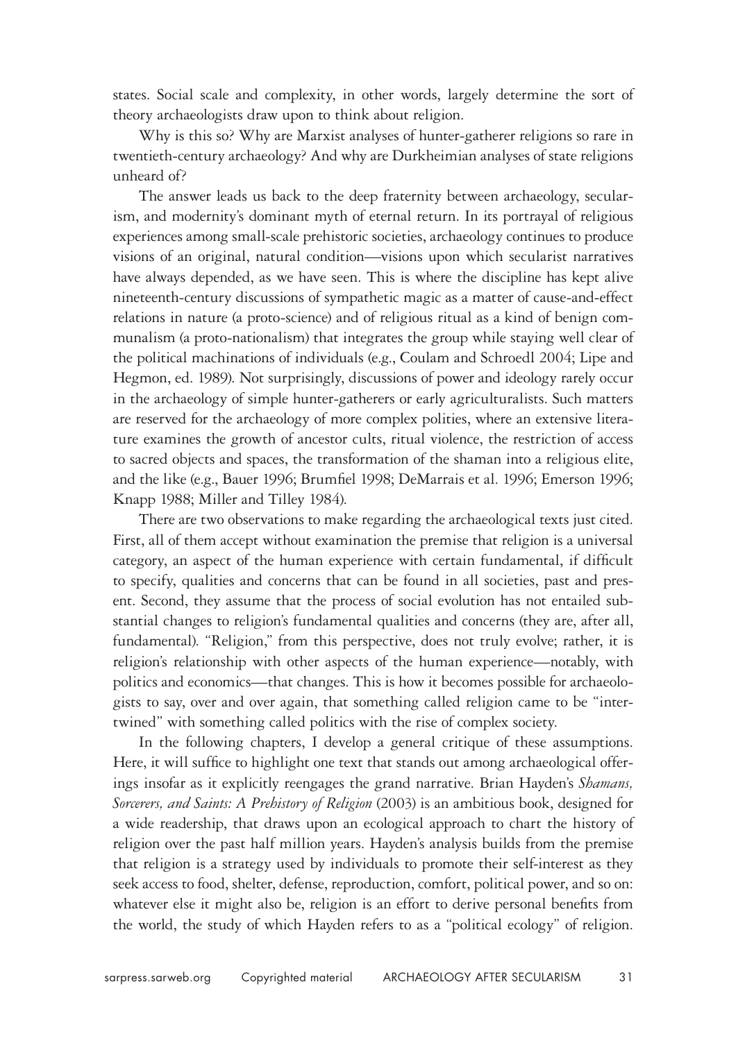states. Social scale and complexity, in other words, largely determine the sort of theory archaeologists draw upon to think about religion.

Why is this so? Why are Marxist analyses of hunter-gatherer religions so rare in twentieth-century archaeology? And why are Durkheimian analyses of state religions unheard of?

The answer leads us back to the deep fraternity between archaeology, secularism, and modernity's dominant myth of eternal return. In its portrayal of religious experiences among small-scale prehistoric societies, archaeology continues to produce visions of an original, natural condition—visions upon which secularist narratives have always depended, as we have seen. This is where the discipline has kept alive nineteenth-century discussions of sympathetic magic as a matter of cause-and-effect relations in nature (a proto-science) and of religious ritual as a kind of benign communalism (a proto-nationalism) that integrates the group while staying well clear of the political machinations of individuals (e.g., Coulam and Schroedl 2004; Lipe and Hegmon, ed. 1989). Not surprisingly, discussions of power and ideology rarely occur in the archaeology of simple hunter-gatherers or early agriculturalists. Such matters are reserved for the archaeology of more complex polities, where an extensive literature examines the growth of ancestor cults, ritual violence, the restriction of access to sacred objects and spaces, the transformation of the shaman into a religious elite, and the like (e.g., Bauer 1996; Brumfiel 1998; DeMarrais et al. 1996; Emerson 1996; Knapp 1988; Miller and Tilley 1984).

There are two observations to make regarding the archaeological texts just cited. First, all of them accept without examination the premise that religion is a universal category, an aspect of the human experience with certain fundamental, if difficult to specify, qualities and concerns that can be found in all societies, past and present. Second, they assume that the process of social evolution has not entailed substantial changes to religion's fundamental qualities and concerns (they are, after all, fundamental). "Religion," from this perspective, does not truly evolve; rather, it is religion's relationship with other aspects of the human experience—notably, with politics and economics—that changes. This is how it becomes possible for archaeologists to say, over and over again, that something called religion came to be "intertwined" with something called politics with the rise of complex society.

In the following chapters, I develop a general critique of these assumptions. Here, it will suffice to highlight one text that stands out among archaeological offerings insofar as it explicitly reengages the grand narrative. Brian Hayden's *Shamans, Sorcerers, and Saints: A Prehistory of Religion* (2003) is an ambitious book, designed for a wide readership, that draws upon an ecological approach to chart the history of religion over the past half million years. Hayden's analysis builds from the premise that religion is a strategy used by individuals to promote their self-interest as they seek access to food, shelter, defense, reproduction, comfort, political power, and so on: whatever else it might also be, religion is an effort to derive personal benefits from the world, the study of which Hayden refers to as a "political ecology" of religion.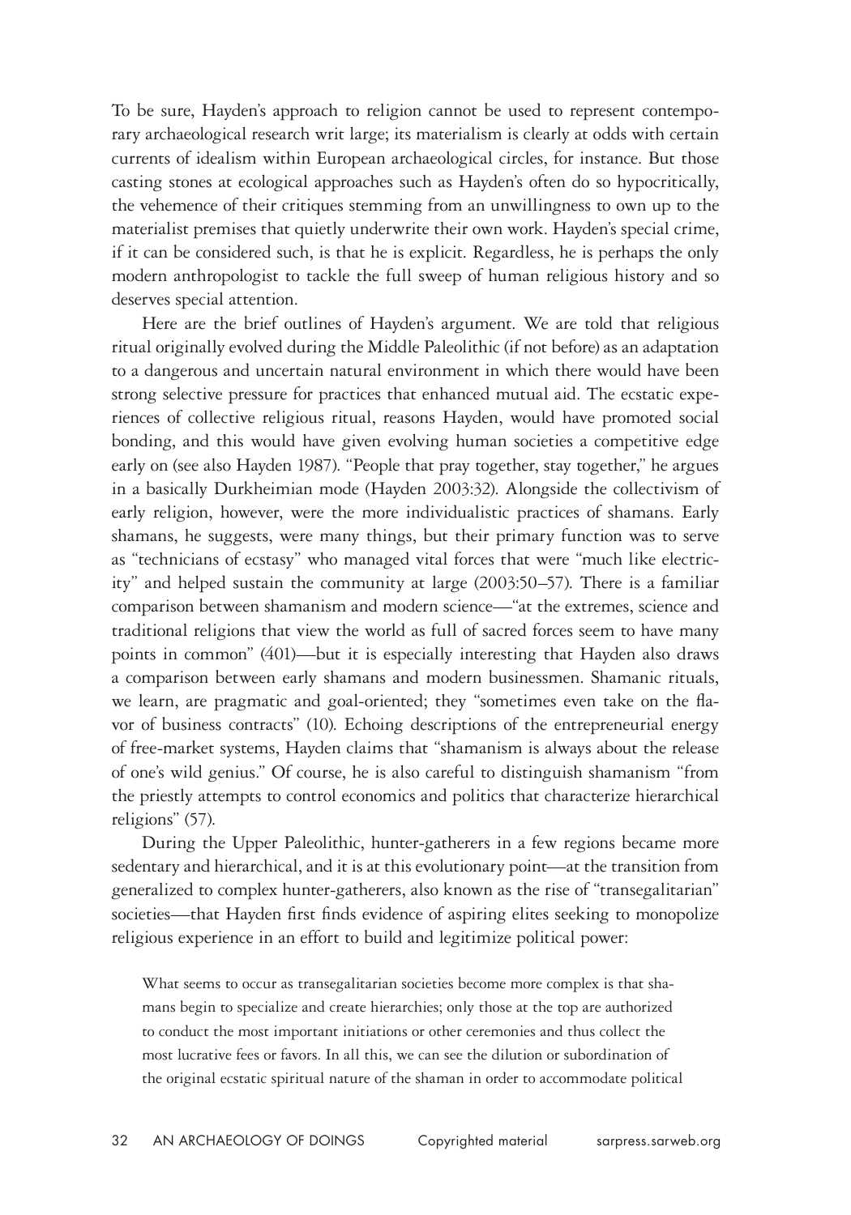To be sure, Hayden's approach to religion cannot be used to represent contemporary archaeological research writ large; its materialism is clearly at odds with certain currents of idealism within European archaeological circles, for instance. But those casting stones at ecological approaches such as Hayden's often do so hypocritically, the vehemence of their critiques stemming from an unwillingness to own up to the materialist premises that quietly underwrite their own work. Hayden's special crime, if it can be considered such, is that he is explicit. Regardless, he is perhaps the only modern anthropologist to tackle the full sweep of human religious history and so deserves special attention.

Here are the brief outlines of Hayden's argument. We are told that religious ritual originally evolved during the Middle Paleolithic (if not before) as an adaptation to a dangerous and uncertain natural environment in which there would have been strong selective pressure for practices that enhanced mutual aid. The ecstatic experiences of collective religious ritual, reasons Hayden, would have promoted social bonding, and this would have given evolving human societies a competitive edge early on (see also Hayden 1987). "People that pray together, stay together," he argues in a basically Durkheimian mode (Hayden 2003:32). Alongside the collectivism of early religion, however, were the more individualistic practices of shamans. Early shamans, he suggests, were many things, but their primary function was to serve as "technicians of ecstasy" who managed vital forces that were "much like electricity" and helped sustain the community at large (2003:50–57). There is a familiar comparison between shamanism and modern science—"at the extremes, science and traditional religions that view the world as full of sacred forces seem to have many points in common" (401)—but it is especially interesting that Hayden also draws a comparison between early shamans and modern businessmen. Shamanic rituals, we learn, are pragmatic and goal-oriented; they "sometimes even take on the flavor of business contracts" (10). Echoing descriptions of the entrepreneurial energy of free-market systems, Hayden claims that "shamanism is always about the release of one's wild genius." Of course, he is also careful to distinguish shamanism "from the priestly attempts to control economics and politics that characterize hierarchical religions" (57).

During the Upper Paleolithic, hunter-gatherers in a few regions became more sedentary and hierarchical, and it is at this evolutionary point—at the transition from generalized to complex hunter-gatherers, also known as the rise of "transegalitarian" societies—that Hayden first finds evidence of aspiring elites seeking to monopolize religious experience in an effort to build and legitimize political power:

> What seems to occur as transegalitarian societies become more complex is that shamans begin to specialize and create hierarchies; only those at the top are authorized to conduct the most important initiations or other ceremonies and thus collect the most lucrative fees or favors. In all this, we can see the dilution or subordination of the original ecstatic spiritual nature of the shaman in order to accommodate political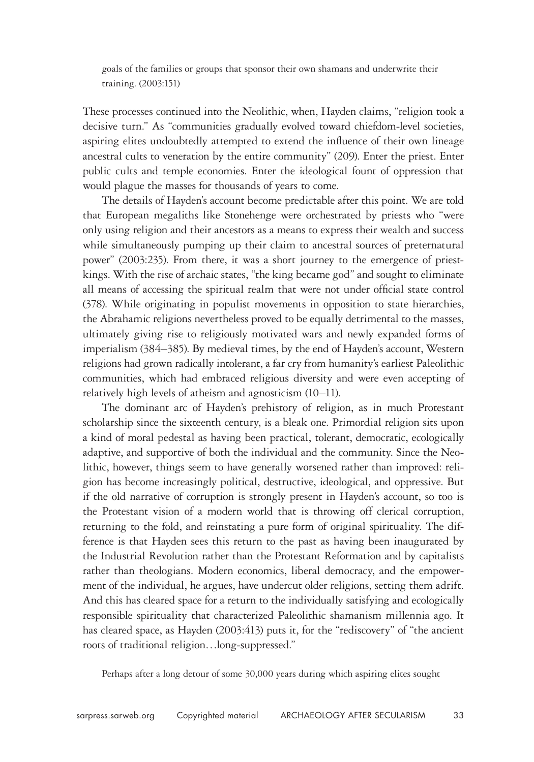> goals of the families or groups that sponsor their own shamans and underwrite their training. (2003:151)

These processes continued into the Neolithic, when, Hayden claims, "religion took a decisive turn." As "communities gradually evolved toward chiefdom-level societies, aspiring elites undoubtedly attempted to extend the influence of their own lineage ancestral cults to veneration by the entire community" (209). Enter the priest. Enter public cults and temple economies. Enter the ideological fount of oppression that would plague the masses for thousands of years to come.

The details of Hayden's account become predictable after this point. We are told that European megaliths like Stonehenge were orchestrated by priests who "were only using religion and their ancestors as a means to express their wealth and success while simultaneously pumping up their claim to ancestral sources of preternatural power" (2003:235). From there, it was a short journey to the emergence of priest-kings. With the rise of archaic states, "the king became god" and sought to eliminate all means of accessing the spiritual realm that were not under official state control (378). While originating in populist movements in opposition to state hierarchies, the Abrahamic religions nevertheless proved to be equally detrimental to the masses, ultimately giving rise to religiously motivated wars and newly expanded forms of imperialism (384–385). By medieval times, by the end of Hayden's account, Western religions had grown radically intolerant, a far cry from humanity's earliest Paleolithic communities, which had embraced religious diversity and were even accepting of relatively high levels of atheism and agnosticism (10–11).

The dominant arc of Hayden's prehistory of religion, as in much Protestant scholarship since the sixteenth century, is a bleak one. Primordial religion sits upon a kind of moral pedestal as having been practical, tolerant, democratic, ecologically adaptive, and supportive of both the individual and the community. Since the Neolithic, however, things seem to have generally worsened rather than improved: religion has become increasingly political, destructive, ideological, and oppressive. But if the old narrative of corruption is strongly present in Hayden's account, so too is the Protestant vision of a modern world that is throwing off clerical corruption, returning to the fold, and reinstating a pure form of original spirituality. The difference is that Hayden sees this return to the past as having been inaugurated by the Industrial Revolution rather than the Protestant Reformation and by capitalists rather than theologians. Modern economics, liberal democracy, and the empowerment of the individual, he argues, have undercut older religions, setting them adrift. And this has cleared space for a return to the individually satisfying and ecologically responsible spirituality that characterized Paleolithic shamanism millennia ago. It has cleared space, as Hayden (2003:413) puts it, for the "rediscovery" of "the ancient roots of traditional religion…long-suppressed."

> Perhaps after a long detour of some 30,000 years during which aspiring elites sought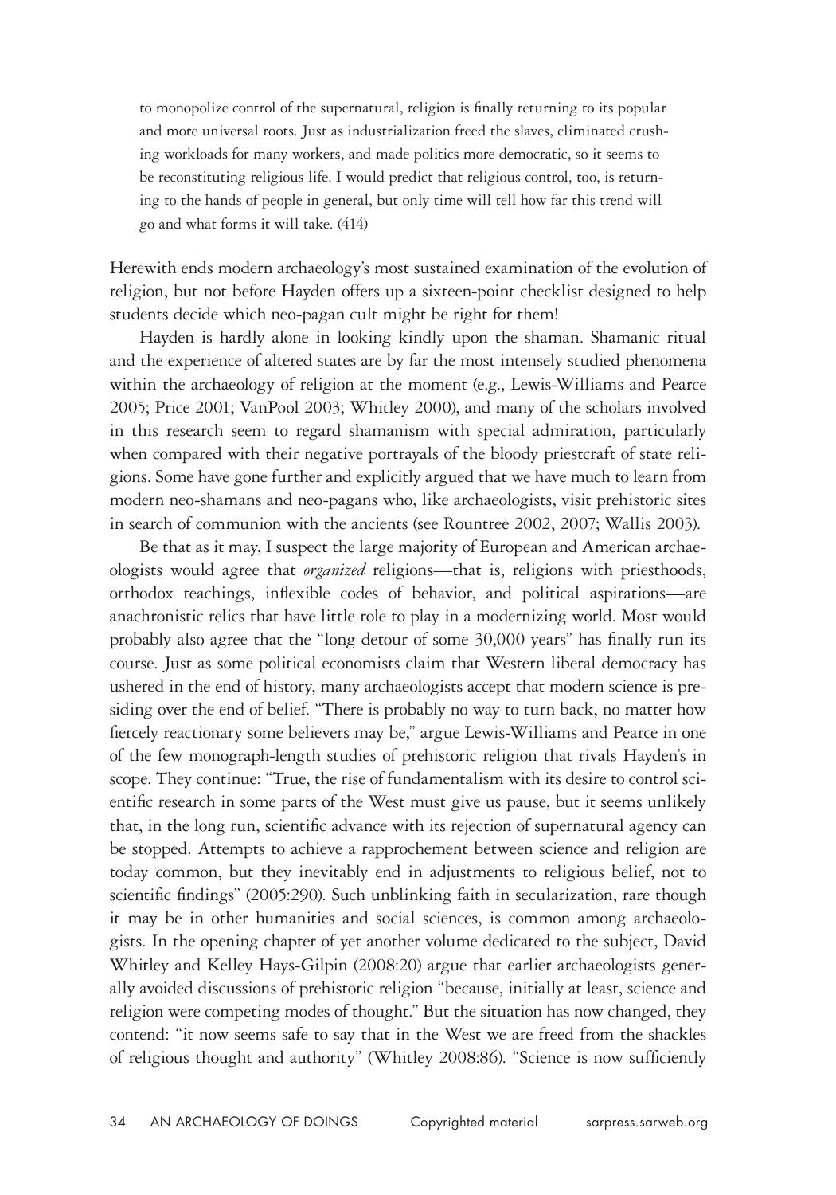> to monopolize control of the supernatural, religion is finally returning to its popular and more universal roots. Just as industrialization freed the slaves, eliminated crushing workloads for many workers, and made politics more democratic, so it seems to be reconstituting religious life. I would predict that religious control, too, is returning to the hands of people in general, but only time will tell how far this trend will go and what forms it will take. (414)

Herewith ends modern archaeology's most sustained examination of the evolution of religion, but not before Hayden offers up a sixteen-point checklist designed to help students decide which neo-pagan cult might be right for them!

Hayden is hardly alone in looking kindly upon the shaman. Shamanic ritual and the experience of altered states are by far the most intensely studied phenomena within the archaeology of religion at the moment (e.g., Lewis-Williams and Pearce 2005; Price 2001; VanPool 2003; Whitley 2000), and many of the scholars involved in this research seem to regard shamanism with special admiration, particularly when compared with their negative portrayals of the bloody priestcraft of state religions. Some have gone further and explicitly argued that we have much to learn from modern neo-shamans and neo-pagans who, like archaeologists, visit prehistoric sites in search of communion with the ancients (see Rountree 2002, 2007; Wallis 2003).

Be that as it may, I suspect the large majority of European and American archaeologists would agree that *organized* religions—that is, religions with priesthoods, orthodox teachings, inflexible codes of behavior, and political aspirations—are anachronistic relics that have little role to play in a modernizing world. Most would probably also agree that the "long detour of some 30,000 years" has finally run its course. Just as some political economists claim that Western liberal democracy has ushered in the end of history, many archaeologists accept that modern science is presiding over the end of belief. "There is probably no way to turn back, no matter how fiercely reactionary some believers may be," argue Lewis-Williams and Pearce in one of the few monograph-length studies of prehistoric religion that rivals Hayden's in scope. They continue: "True, the rise of fundamentalism with its desire to control scientific research in some parts of the West must give us pause, but it seems unlikely that, in the long run, scientific advance with its rejection of supernatural agency can be stopped. Attempts to achieve a rapprochement between science and religion are today common, but they inevitably end in adjustments to religious belief, not to scientific findings" (2005:290). Such unblinking faith in secularization, rare though it may be in other humanities and social sciences, is common among archaeologists. In the opening chapter of yet another volume dedicated to the subject, David Whitley and Kelley Hays-Gilpin (2008:20) argue that earlier archaeologists generally avoided discussions of prehistoric religion "because, initially at least, science and religion were competing modes of thought." But the situation has now changed, they contend: "it now seems safe to say that in the West we are freed from the shackles of religious thought and authority" (Whitley 2008:86). "Science is now sufficiently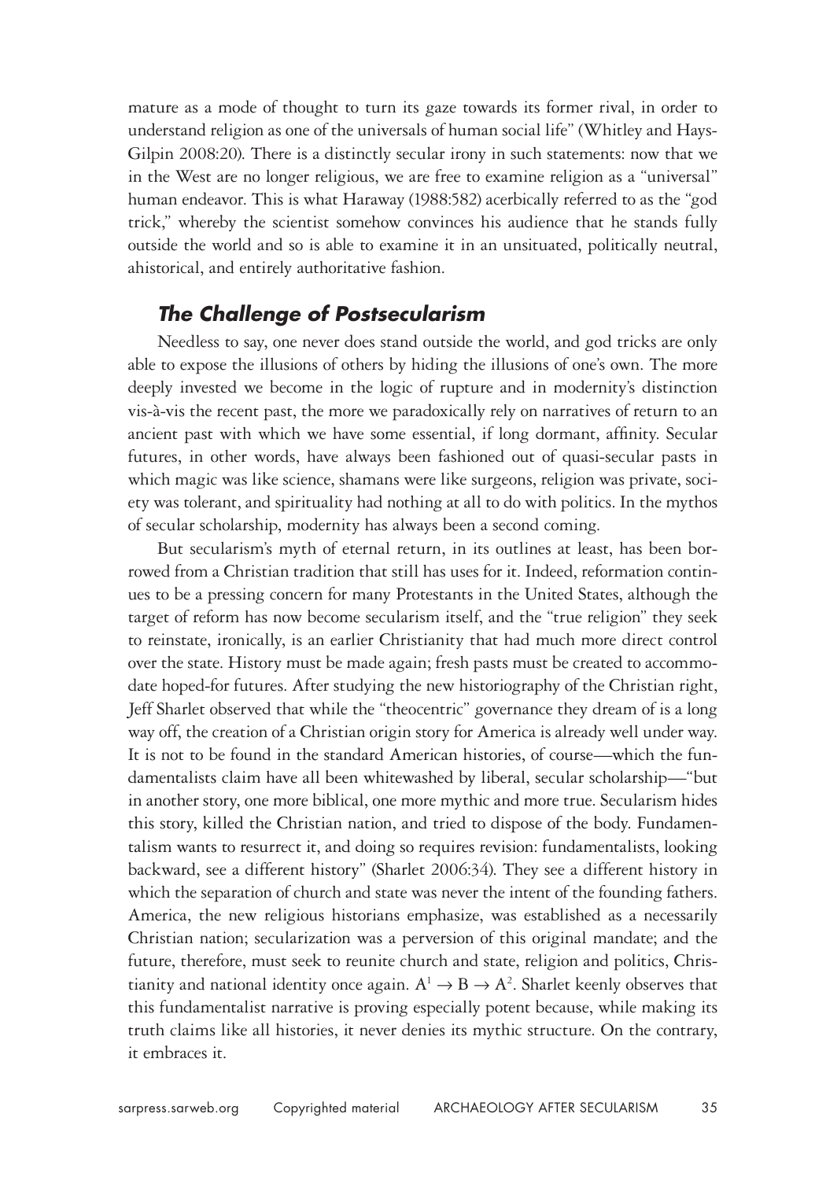mature as a mode of thought to turn its gaze towards its former rival, in order to understand religion as one of the universals of human social life" (Whitley and Hays-Gilpin 2008:20). There is a distinctly secular irony in such statements: now that we in the West are no longer religious, we are free to examine religion as a "universal" human endeavor. This is what Haraway (1988:582) acerbically referred to as the "god trick," whereby the scientist somehow convinces his audience that he stands fully outside the world and so is able to examine it in an unsituated, politically neutral, ahistorical, and entirely authoritative fashion.

## *The Challenge of Postsecularism*

Needless to say, one never does stand outside the world, and god tricks are only able to expose the illusions of others by hiding the illusions of one's own. The more deeply invested we become in the logic of rupture and in modernity's distinction vis-à-vis the recent past, the more we paradoxically rely on narratives of return to an ancient past with which we have some essential, if long dormant, affinity. Secular futures, in other words, have always been fashioned out of quasi-secular pasts in which magic was like science, shamans were like surgeons, religion was private, society was tolerant, and spirituality had nothing at all to do with politics. In the mythos of secular scholarship, modernity has always been a second coming.

But secularism's myth of eternal return, in its outlines at least, has been borrowed from a Christian tradition that still has uses for it. Indeed, reformation continues to be a pressing concern for many Protestants in the United States, although the target of reform has now become secularism itself, and the "true religion" they seek to reinstate, ironically, is an earlier Christianity that had much more direct control over the state. History must be made again; fresh pasts must be created to accommodate hoped-for futures. After studying the new historiography of the Christian right, Jeff Sharlet observed that while the "theocentric" governance they dream of is a long way off, the creation of a Christian origin story for America is already well under way. It is not to be found in the standard American histories, of course—which the fundamentalists claim have all been whitewashed by liberal, secular scholarship—"but in another story, one more biblical, one more mythic and more true. Secularism hides this story, killed the Christian nation, and tried to dispose of the body. Fundamentalism wants to resurrect it, and doing so requires revision: fundamentalists, looking backward, see a different history" (Sharlet 2006:34). They see a different history in which the separation of church and state was never the intent of the founding fathers. America, the new religious historians emphasize, was established as a necessarily Christian nation; secularization was a perversion of this original mandate; and the future, therefore, must seek to reunite church and state, religion and politics, Christianity and national identity once again. $A^1 \rightarrow B \rightarrow A^2$. Sharlet keenly observes that this fundamentalist narrative is proving especially potent because, while making its truth claims like all histories, it never denies its mythic structure. On the contrary, it embraces it.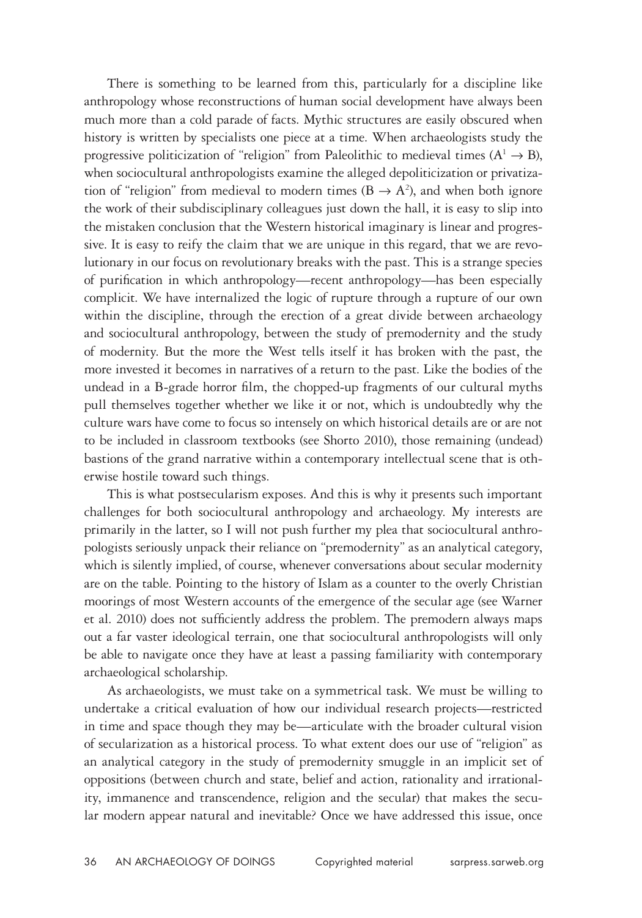There is something to be learned from this, particularly for a discipline like anthropology whose reconstructions of human social development have always been much more than a cold parade of facts. Mythic structures are easily obscured when history is written by specialists one piece at a time. When archaeologists study the progressive politicization of "religion" from Paleolithic to medieval times ($A^1 \rightarrow B$), when sociocultural anthropologists examine the alleged depoliticization or privatization of "religion" from medieval to modern times ($B \rightarrow A^2$), and when both ignore the work of their subdisciplinary colleagues just down the hall, it is easy to slip into the mistaken conclusion that the Western historical imaginary is linear and progressive. It is easy to reify the claim that we are unique in this regard, that we are revolutionary in our focus on revolutionary breaks with the past. This is a strange species of purification in which anthropology—recent anthropology—has been especially complicit. We have internalized the logic of rupture through a rupture of our own within the discipline, through the erection of a great divide between archaeology and sociocultural anthropology, between the study of premodernity and the study of modernity. But the more the West tells itself it has broken with the past, the more invested it becomes in narratives of a return to the past. Like the bodies of the undead in a B-grade horror film, the chopped-up fragments of our cultural myths pull themselves together whether we like it or not, which is undoubtedly why the culture wars have come to focus so intensely on which historical details are or are not to be included in classroom textbooks (see Shorto 2010), those remaining (undead) bastions of the grand narrative within a contemporary intellectual scene that is otherwise hostile toward such things.

This is what postsecularism exposes. And this is why it presents such important challenges for both sociocultural anthropology and archaeology. My interests are primarily in the latter, so I will not push further my plea that sociocultural anthropologists seriously unpack their reliance on "premodernity" as an analytical category, which is silently implied, of course, whenever conversations about secular modernity are on the table. Pointing to the history of Islam as a counter to the overly Christian moorings of most Western accounts of the emergence of the secular age (see Warner et al. 2010) does not sufficiently address the problem. The premodern always maps out a far vaster ideological terrain, one that sociocultural anthropologists will only be able to navigate once they have at least a passing familiarity with contemporary archaeological scholarship.

As archaeologists, we must take on a symmetrical task. We must be willing to undertake a critical evaluation of how our individual research projects—restricted in time and space though they may be—articulate with the broader cultural vision of secularization as a historical process. To what extent does our use of "religion" as an analytical category in the study of premodernity smuggle in an implicit set of oppositions (between church and state, belief and action, rationality and irrationality, immanence and transcendence, religion and the secular) that makes the secular modern appear natural and inevitable? Once we have addressed this issue, once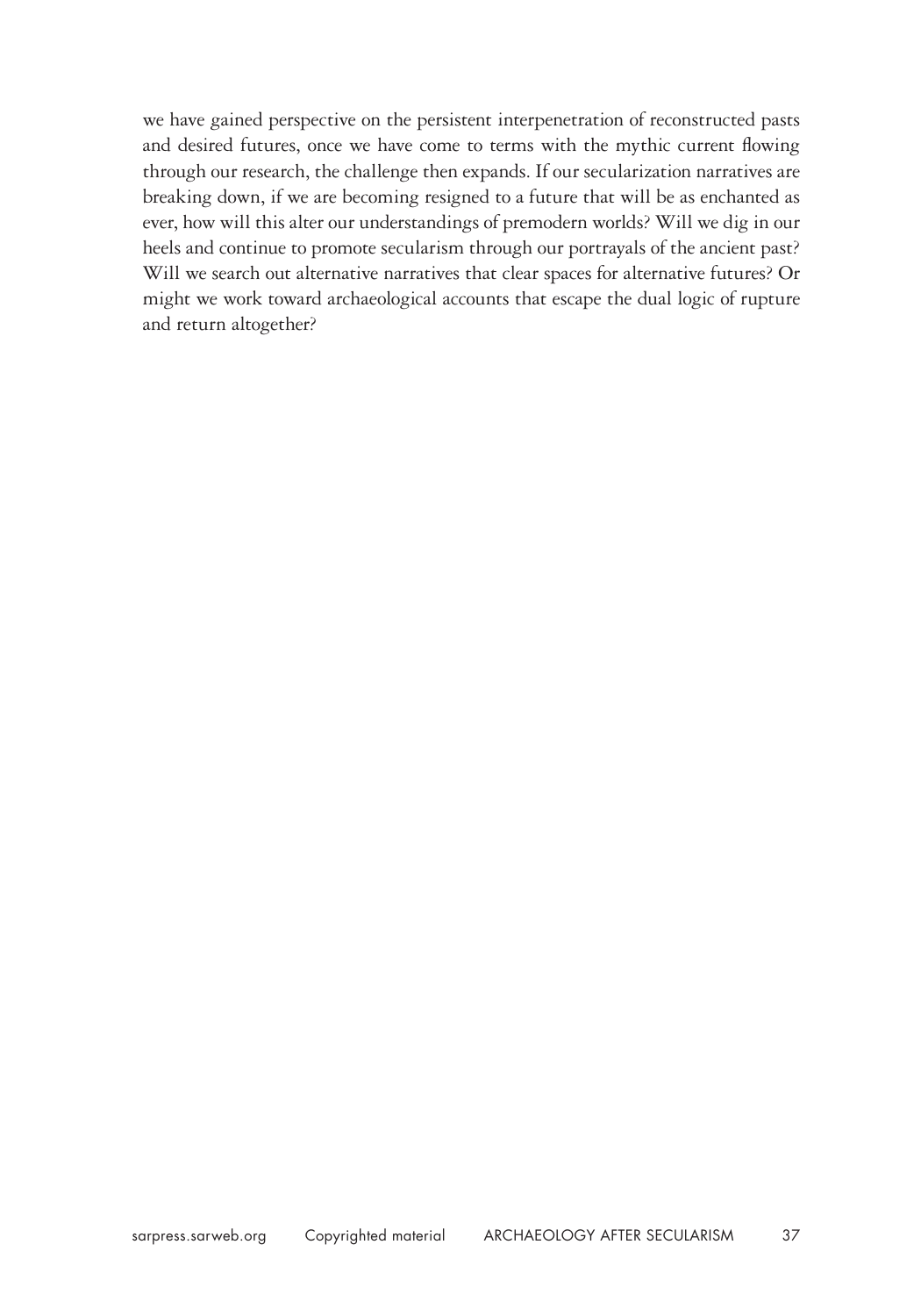we have gained perspective on the persistent interpenetration of reconstructed pasts and desired futures, once we have come to terms with the mythic current flowing through our research, the challenge then expands. If our secularization narratives are breaking down, if we are becoming resigned to a future that will be as enchanted as ever, how will this alter our understandings of premodern worlds? Will we dig in our heels and continue to promote secularism through our portrayals of the ancient past? Will we search out alternative narratives that clear spaces for alternative futures? Or might we work toward archaeological accounts that escape the dual logic of rupture and return altogether?